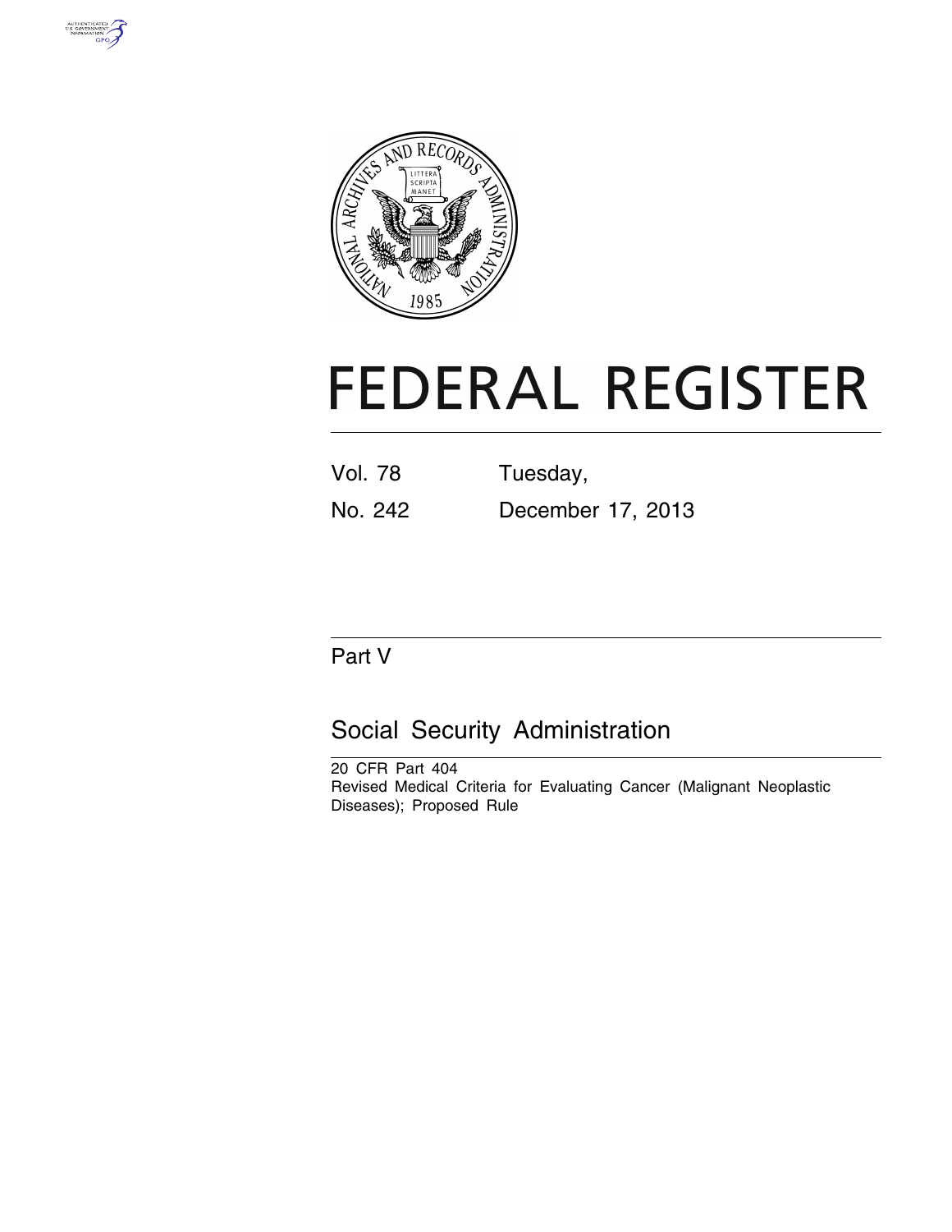# FEDERAL REGISTER

Vol. 78 Tuesday,

No. 242 December 17, 2013

## Part V

## Social Security Administration

20 CFR Part 404

Revised Medical Criteria for Evaluating Cancer (Malignant Neoplastic Diseases); Proposed Rule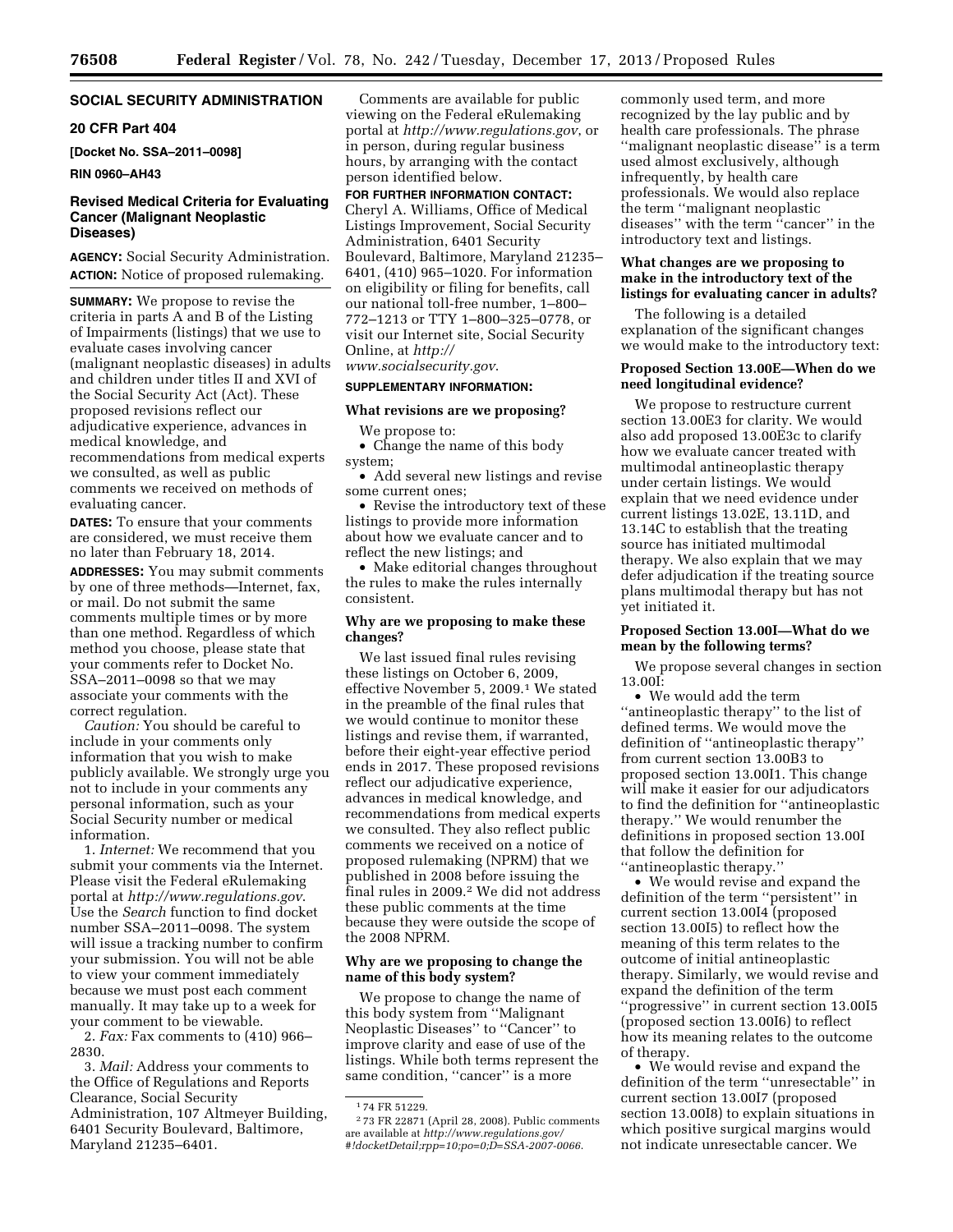**SOCIAL SECURITY ADMINISTRATION**

**20 CFR Part 404**

**[Docket No. SSA–2011–0098]**

**RIN 0960–AH43**

## Revised Medical Criteria for Evaluating Cancer (Malignant Neoplastic Diseases)

**AGENCY:** Social Security Administration.

**ACTION:** Notice of proposed rulemaking.

**SUMMARY:** We propose to revise the criteria in parts A and B of the Listing of Impairments (listings) that we use to evaluate cases involving cancer (malignant neoplastic diseases) in adults and children under titles II and XVI of the Social Security Act (Act). These proposed revisions reflect our adjudicative experience, advances in medical knowledge, and recommendations from medical experts we consulted, as well as public comments we received on methods of evaluating cancer.

**DATES:** To ensure that your comments are considered, we must receive them no later than February 18, 2014.

**ADDRESSES:** You may submit comments by one of three methods—Internet, fax, or mail. Do not submit the same comments multiple times or by more than one method. Regardless of which method you choose, please state that your comments refer to Docket No. SSA–2011–0098 so that we may associate your comments with the correct regulation.

*Caution:* You should be careful to include in your comments only information that you wish to make publicly available. We strongly urge you not to include in your comments any personal information, such as your Social Security number or medical information.

1. *Internet:* We recommend that you submit your comments via the Internet. Please visit the Federal eRulemaking portal at *http://www.regulations.gov*. Use the *Search* function to find docket number SSA–2011–0098. The system will issue a tracking number to confirm your submission. You will not be able to view your comment immediately because we must post each comment manually. It may take up to a week for your comment to be viewable.

2. *Fax:* Fax comments to (410) 966–2830.

3. *Mail:* Address your comments to the Office of Regulations and Reports Clearance, Social Security Administration, 107 Altmeyer Building, 6401 Security Boulevard, Baltimore, Maryland 21235–6401.

Comments are available for public viewing on the Federal eRulemaking portal at *http://www.regulations.gov*, or in person, during regular business hours, by arranging with the contact person identified below.

**FOR FURTHER INFORMATION CONTACT:** Cheryl A. Williams, Office of Medical Listings Improvement, Social Security Administration, 6401 Security Boulevard, Baltimore, Maryland 21235–6401, (410) 965–1020. For information on eligibility or filing for benefits, call our national toll-free number, 1–800–772–1213 or TTY 1–800–325–0778, or visit our Internet site, Social Security Online, at *http://www.socialsecurity.gov*.

**SUPPLEMENTARY INFORMATION:**

### What revisions are we proposing?

We propose to:

- Change the name of this body system;
- Add several new listings and revise some current ones;
- Revise the introductory text of these listings to provide more information about how we evaluate cancer and to reflect the new listings; and
- Make editorial changes throughout the rules to make the rules internally consistent.

### Why are we proposing to make these changes?

We last issued final rules revising these listings on October 6, 2009, effective November 5, 2009.[1] We stated in the preamble of the final rules that we would continue to monitor these listings and revise them, if warranted, before their eight-year effective period ends in 2017. These proposed revisions reflect our adjudicative experience, advances in medical knowledge, and recommendations from medical experts we consulted. They also reflect public comments we received on a notice of proposed rulemaking (NPRM) that we published in 2008 before issuing the final rules in 2009.[2] We did not address these public comments at the time because they were outside the scope of the 2008 NPRM.

### Why are we proposing to change the name of this body system?

We propose to change the name of this body system from ''Malignant Neoplastic Diseases'' to ''Cancer'' to improve clarity and ease of use of the listings. While both terms represent the same condition, ''cancer'' is a more commonly used term, and more recognized by the lay public and by health care professionals. The phrase ''malignant neoplastic disease'' is a term used almost exclusively, although infrequently, by health care professionals. We would also replace the term ''malignant neoplastic diseases'' with the term ''cancer'' in the introductory text and listings.

### What changes are we proposing to make in the introductory text of the listings for evaluating cancer in adults?

The following is a detailed explanation of the significant changes we would make to the introductory text:

### Proposed Section 13.00E—When do we need longitudinal evidence?

We propose to restructure current section 13.00E3 for clarity. We would also add proposed 13.00E3c to clarify how we evaluate cancer treated with multimodal antineoplastic therapy under certain listings. We would explain that we need evidence under current listings 13.02E, 13.11D, and 13.14C to establish that the treating source has initiated multimodal therapy. We also explain that we may defer adjudication if the treating source plans multimodal therapy but has not yet initiated it.

### Proposed Section 13.00I—What do we mean by the following terms?

We propose several changes in section 13.00I:

- We would add the term ''antineoplastic therapy'' to the list of defined terms. We would move the definition of ''antineoplastic therapy'' from current section 13.00B3 to proposed section 13.00I1. This change will make it easier for our adjudicators to find the definition for ''antineoplastic therapy.'' We would renumber the definitions in proposed section 13.00I that follow the definition for ''antineoplastic therapy.''
- We would revise and expand the definition of the term ''persistent'' in current section 13.00I4 (proposed section 13.00I5) to reflect how the meaning of this term relates to the outcome of initial antineoplastic therapy. Similarly, we would revise and expand the definition of the term ''progressive'' in current section 13.00I5 (proposed section 13.00I6) to reflect how its meaning relates to the outcome of therapy.
- We would revise and expand the definition of the term ''unresectable'' in current section 13.00I7 (proposed section 13.00I8) to explain situations in which positive surgical margins would not indicate unresectable cancer. We

---

[1] 74 FR 51229.

[2] 73 FR 22871 (April 28, 2008). Public comments are available at *http://www.regulations.gov/#!docketDetail;rpp=10;po=0;D=SSA-2007-0066*.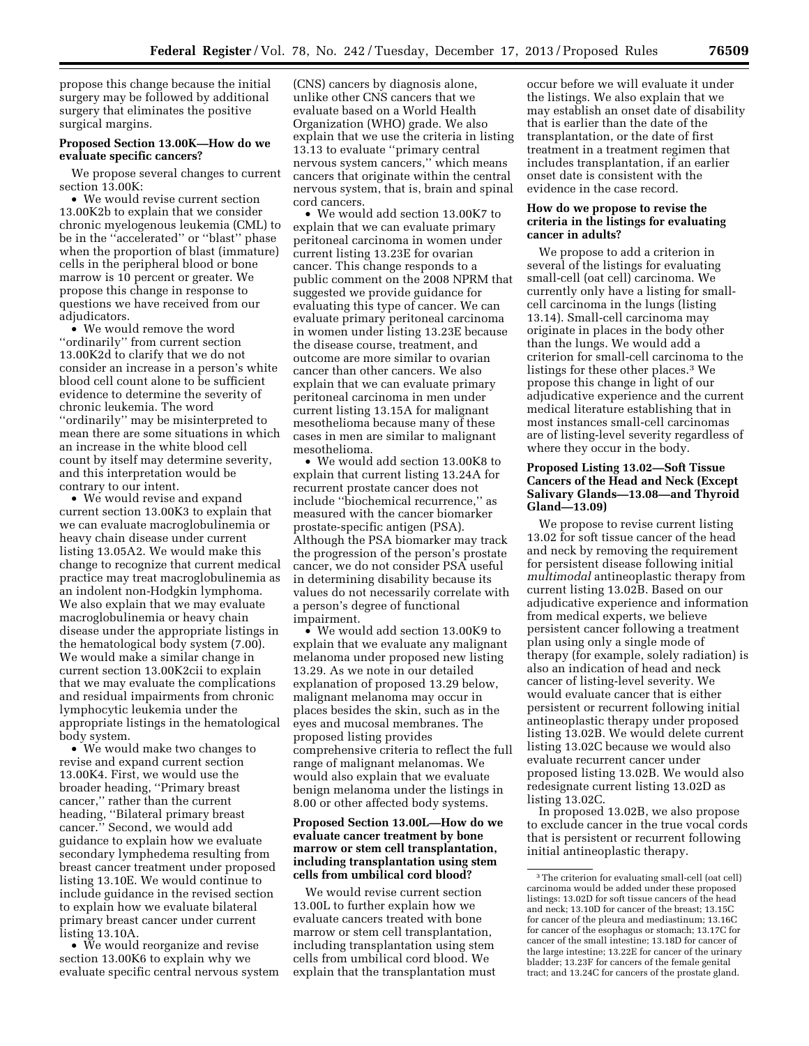propose this change because the initial surgery may be followed by additional surgery that eliminates the positive surgical margins.

**Proposed Section 13.00K—How do we evaluate specific cancers?**

We propose several changes to current section 13.00K:

- We would revise current section 13.00K2b to explain that we consider chronic myelogenous leukemia (CML) to be in the ''accelerated'' or ''blast'' phase when the proportion of blast (immature) cells in the peripheral blood or bone marrow is 10 percent or greater. We propose this change in response to questions we have received from our adjudicators.
- We would remove the word ''ordinarily'' from current section 13.00K2d to clarify that we do not consider an increase in a person's white blood cell count alone to be sufficient evidence to determine the severity of chronic leukemia. The word ''ordinarily'' may be misinterpreted to mean there are some situations in which an increase in the white blood cell count by itself may determine severity, and this interpretation would be contrary to our intent.
- We would revise and expand current section 13.00K3 to explain that we can evaluate macroglobulinemia or heavy chain disease under current listing 13.05A2. We would make this change to recognize that current medical practice may treat macroglobulinemia as an indolent non-Hodgkin lymphoma. We also explain that we may evaluate macroglobulinemia or heavy chain disease under the appropriate listings in the hematological body system (7.00). We would make a similar change in current section 13.00K2cii to explain that we may evaluate the complications and residual impairments from chronic lymphocytic leukemia under the appropriate listings in the hematological body system.
- We would make two changes to revise and expand current section 13.00K4. First, we would use the broader heading, ''Primary breast cancer,'' rather than the current heading, ''Bilateral primary breast cancer.'' Second, we would add guidance to explain how we evaluate secondary lymphedema resulting from breast cancer treatment under proposed listing 13.10E. We would continue to include guidance in the revised section to explain how we evaluate bilateral primary breast cancer under current listing 13.10A.
- We would reorganize and revise section 13.00K6 to explain why we evaluate specific central nervous system (CNS) cancers by diagnosis alone, unlike other CNS cancers that we evaluate based on a World Health Organization (WHO) grade. We also explain that we use the criteria in listing 13.13 to evaluate ''primary central nervous system cancers,'' which means cancers that originate within the central nervous system, that is, brain and spinal cord cancers.
- We would add section 13.00K7 to explain that we can evaluate primary peritoneal carcinoma in women under current listing 13.23E for ovarian cancer. This change responds to a public comment on the 2008 NPRM that suggested we provide guidance for evaluating this type of cancer. We can evaluate primary peritoneal carcinoma in women under listing 13.23E because the disease course, treatment, and outcome are more similar to ovarian cancer than other cancers. We also explain that we can evaluate primary peritoneal carcinoma in men under current listing 13.15A for malignant mesothelioma because many of these cases in men are similar to malignant mesothelioma.
- We would add section 13.00K8 to explain that current listing 13.24A for recurrent prostate cancer does not include ''biochemical recurrence,'' as measured with the cancer biomarker prostate-specific antigen (PSA). Although the PSA biomarker may track the progression of the person's prostate cancer, we do not consider PSA useful in determining disability because its values do not necessarily correlate with a person's degree of functional impairment.
- We would add section 13.00K9 to explain that we evaluate any malignant melanoma under proposed new listing 13.29. As we note in our detailed explanation of proposed 13.29 below, malignant melanoma may occur in places besides the skin, such as in the eyes and mucosal membranes. The proposed listing provides comprehensive criteria to reflect the full range of malignant melanomas. We would also explain that we evaluate benign melanoma under the listings in 8.00 or other affected body systems.

**Proposed Section 13.00L—How do we evaluate cancer treatment by bone marrow or stem cell transplantation, including transplantation using stem cells from umbilical cord blood?**

We would revise current section 13.00L to further explain how we evaluate cancers treated with bone marrow or stem cell transplantation, including transplantation using stem cells from umbilical cord blood. We explain that the transplantation must occur before we will evaluate it under the listings. We also explain that we may establish an onset date of disability that is earlier than the date of the transplantation, or the date of first treatment in a treatment regimen that includes transplantation, if an earlier onset date is consistent with the evidence in the case record.

**How do we propose to revise the criteria in the listings for evaluating cancer in adults?**

We propose to add a criterion in several of the listings for evaluating small-cell (oat cell) carcinoma. We currently only have a listing for small-cell carcinoma in the lungs (listing 13.14). Small-cell carcinoma may originate in places in the body other than the lungs. We would add a criterion for small-cell carcinoma to the listings for these other places.[3] We propose this change in light of our adjudicative experience and the current medical literature establishing that in most instances small-cell carcinomas are of listing-level severity regardless of where they occur in the body.

**Proposed Listing 13.02—Soft Tissue Cancers of the Head and Neck (Except Salivary Glands—13.08—and Thyroid Gland—13.09)**

We propose to revise current listing 13.02 for soft tissue cancer of the head and neck by removing the requirement for persistent disease following initial *multimodal* antineoplastic therapy from current listing 13.02B. Based on our adjudicative experience and information from medical experts, we believe persistent cancer following a treatment plan using only a single mode of therapy (for example, solely radiation) is also an indication of head and neck cancer of listing-level severity. We would evaluate cancer that is either persistent or recurrent following initial antineoplastic therapy under proposed listing 13.02B. We would delete current listing 13.02C because we would also evaluate recurrent cancer under proposed listing 13.02B. We would also redesignate current listing 13.02D as listing 13.02C.

In proposed 13.02B, we also propose to exclude cancer in the true vocal cords that is persistent or recurrent following initial antineoplastic therapy.

[3] The criterion for evaluating small-cell (oat cell) carcinoma would be added under these proposed listings: 13.02D for soft tissue cancers of the head and neck; 13.10D for cancer of the breast; 13.15C for cancer of the pleura and mediastinum; 13.16C for cancer of the esophagus or stomach; 13.17C for cancer of the small intestine; 13.18D for cancer of the large intestine; 13.22E for cancer of the urinary bladder; 13.23F for cancers of the female genital tract; and 13.24C for cancers of the prostate gland.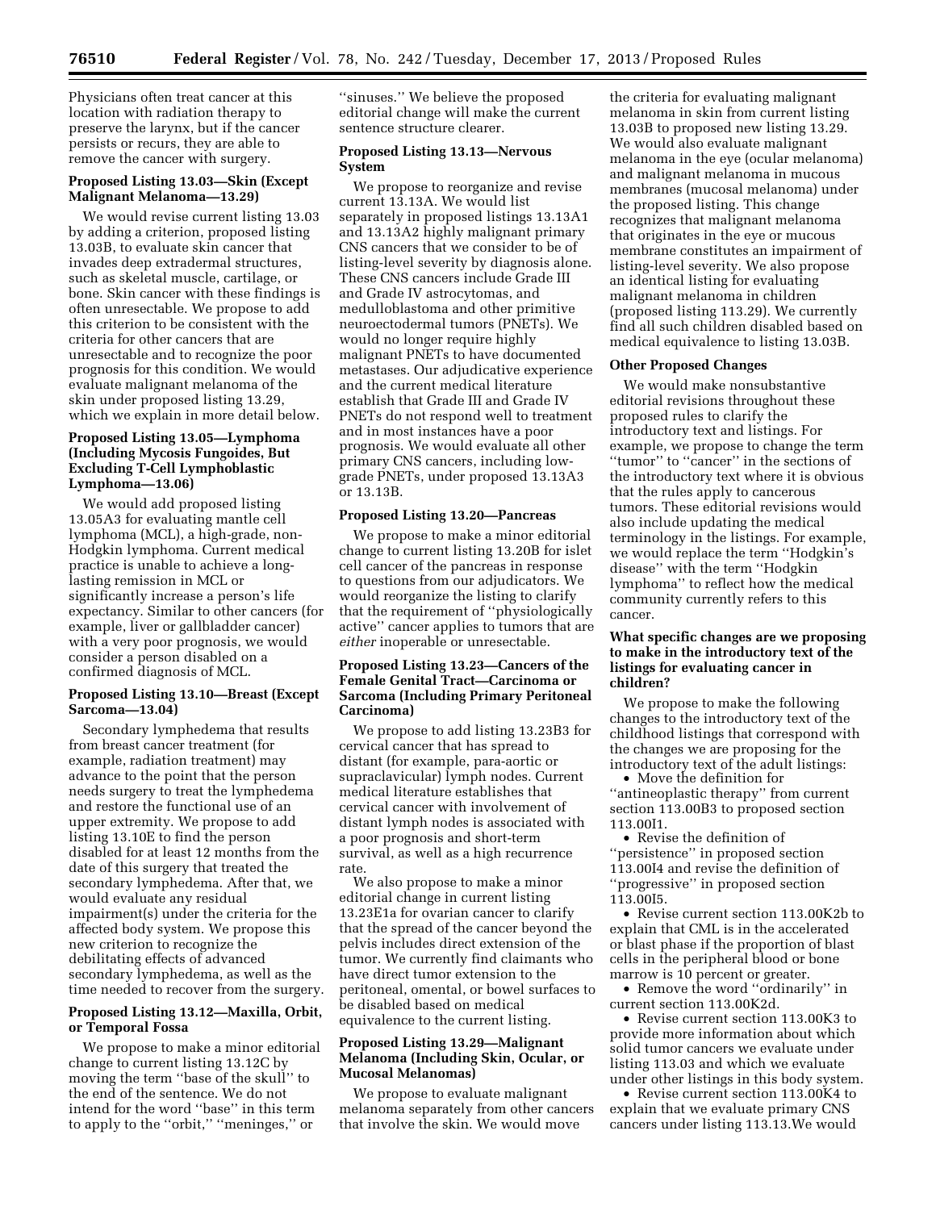Physicians often treat cancer at this location with radiation therapy to preserve the larynx, but if the cancer persists or recurs, they are able to remove the cancer with surgery.

### Proposed Listing 13.03—Skin (Except Malignant Melanoma—13.29)

We would revise current listing 13.03 by adding a criterion, proposed listing 13.03B, to evaluate skin cancer that invades deep extradermal structures, such as skeletal muscle, cartilage, or bone. Skin cancer with these findings is often unresectable. We propose to add this criterion to be consistent with the criteria for other cancers that are unresectable and to recognize the poor prognosis for this condition. We would evaluate malignant melanoma of the skin under proposed listing 13.29, which we explain in more detail below.

### Proposed Listing 13.05—Lymphoma (Including Mycosis Fungoides, But Excluding T-Cell Lymphoblastic Lymphoma—13.06)

We would add proposed listing 13.05A3 for evaluating mantle cell lymphoma (MCL), a high-grade, non-Hodgkin lymphoma. Current medical practice is unable to achieve a long-lasting remission in MCL or significantly increase a person's life expectancy. Similar to other cancers (for example, liver or gallbladder cancer) with a very poor prognosis, we would consider a person disabled on a confirmed diagnosis of MCL.

### Proposed Listing 13.10—Breast (Except Sarcoma—13.04)

Secondary lymphedema that results from breast cancer treatment (for example, radiation treatment) may advance to the point that the person needs surgery to treat the lymphedema and restore the functional use of an upper extremity. We propose to add listing 13.10E to find the person disabled for at least 12 months from the date of this surgery that treated the secondary lymphedema. After that, we would evaluate any residual impairment(s) under the criteria for the affected body system. We propose this new criterion to recognize the debilitating effects of advanced secondary lymphedema, as well as the time needed to recover from the surgery.

### Proposed Listing 13.12—Maxilla, Orbit, or Temporal Fossa

We propose to make a minor editorial change to current listing 13.12C by moving the term ''base of the skull'' to the end of the sentence. We do not intend for the word ''base'' in this term to apply to the ''orbit,'' ''meninges,'' or ''sinuses.'' We believe the proposed editorial change will make the current sentence structure clearer.

### Proposed Listing 13.13—Nervous System

We propose to reorganize and revise current 13.13A. We would list separately in proposed listings 13.13A1 and 13.13A2 highly malignant primary CNS cancers that we consider to be of listing-level severity by diagnosis alone. These CNS cancers include Grade III and Grade IV astrocytomas, and medulloblastoma and other primitive neuroectodermal tumors (PNETs). We would no longer require highly malignant PNETs to have documented metastases. Our adjudicative experience and the current medical literature establish that Grade III and Grade IV PNETs do not respond well to treatment and in most instances have a poor prognosis. We would evaluate all other primary CNS cancers, including low-grade PNETs, under proposed 13.13A3 or 13.13B.

### Proposed Listing 13.20—Pancreas

We propose to make a minor editorial change to current listing 13.20B for islet cell cancer of the pancreas in response to questions from our adjudicators. We would reorganize the listing to clarify that the requirement of ''physiologically active'' cancer applies to tumors that are *either* inoperable or unresectable.

### Proposed Listing 13.23—Cancers of the Female Genital Tract—Carcinoma or Sarcoma (Including Primary Peritoneal Carcinoma)

We propose to add listing 13.23B3 for cervical cancer that has spread to distant (for example, para-aortic or supraclavicular) lymph nodes. Current medical literature establishes that cervical cancer with involvement of distant lymph nodes is associated with a poor prognosis and short-term survival, as well as a high recurrence rate.

We also propose to make a minor editorial change in current listing 13.23E1a for ovarian cancer to clarify that the spread of the cancer beyond the pelvis includes direct extension of the tumor. We currently find claimants who have direct tumor extension to the peritoneal, omental, or bowel surfaces to be disabled based on medical equivalence to the current listing.

### Proposed Listing 13.29—Malignant Melanoma (Including Skin, Ocular, or Mucosal Melanomas)

We propose to evaluate malignant melanoma separately from other cancers that involve the skin. We would move the criteria for evaluating malignant melanoma in skin from current listing 13.03B to proposed new listing 13.29. We would also evaluate malignant melanoma in the eye (ocular melanoma) and malignant melanoma in mucous membranes (mucosal melanoma) under the proposed listing. This change recognizes that malignant melanoma that originates in the eye or mucous membrane constitutes an impairment of listing-level severity. We also propose an identical listing for evaluating malignant melanoma in children (proposed listing 113.29). We currently find all such children disabled based on medical equivalence to listing 13.03B.

### Other Proposed Changes

We would make nonsubstantive editorial revisions throughout these proposed rules to clarify the introductory text and listings. For example, we propose to change the term ''tumor'' to ''cancer'' in the sections of the introductory text where it is obvious that the rules apply to cancerous tumors. These editorial revisions would also include updating the medical terminology in the listings. For example, we would replace the term ''Hodgkin's disease'' with the term ''Hodgkin lymphoma'' to reflect how the medical community currently refers to this cancer.

## What specific changes are we proposing to make in the introductory text of the listings for evaluating cancer in children?

We propose to make the following changes to the introductory text of the childhood listings that correspond with the changes we are proposing for the introductory text of the adult listings:

- Move the definition for ''antineoplastic therapy'' from current section 113.00B3 to proposed section 113.00I1.
- Revise the definition of ''persistence'' in proposed section 113.00I4 and revise the definition of ''progressive'' in proposed section 113.00I5.
- Revise current section 113.00K2b to explain that CML is in the accelerated or blast phase if the proportion of blast cells in the peripheral blood or bone marrow is 10 percent or greater.
- Remove the word ''ordinarily'' in current section 113.00K2d.
- Revise current section 113.00K3 to provide more information about which solid tumor cancers we evaluate under listing 113.03 and which we evaluate under other listings in this body system.
- Revise current section 113.00K4 to explain that we evaluate primary CNS cancers under listing 113.13.We would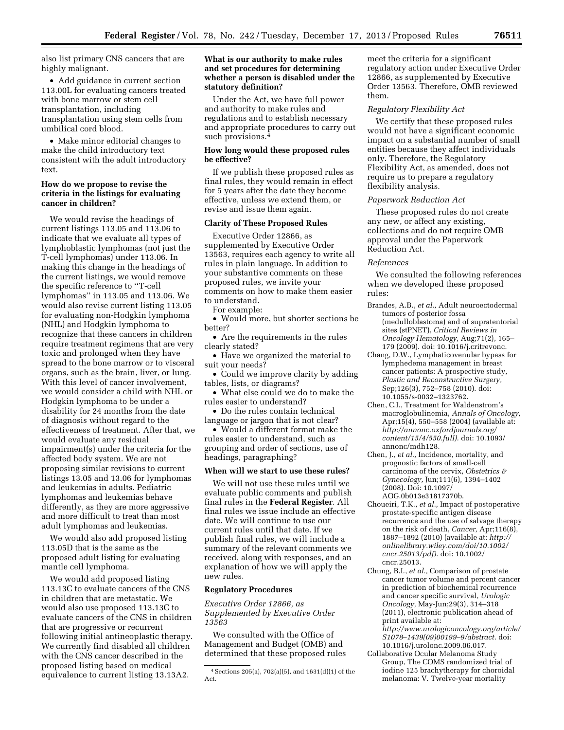also list primary CNS cancers that are highly malignant.

- Add guidance in current section 113.00L for evaluating cancers treated with bone marrow or stem cell transplantation, including transplantation using stem cells from umbilical cord blood.
- Make minor editorial changes to make the child introductory text consistent with the adult introductory text.

**How do we propose to revise the criteria in the listings for evaluating cancer in children?**

We would revise the headings of current listings 113.05 and 113.06 to indicate that we evaluate all types of lymphoblastic lymphomas (not just the T-cell lymphomas) under 113.06. In making this change in the headings of the current listings, we would remove the specific reference to ''T-cell lymphomas'' in 113.05 and 113.06. We would also revise current listing 113.05 for evaluating non-Hodgkin lymphoma (NHL) and Hodgkin lymphoma to recognize that these cancers in children require treatment regimens that are very toxic and prolonged when they have spread to the bone marrow or to visceral organs, such as the brain, liver, or lung. With this level of cancer involvement, we would consider a child with NHL or Hodgkin lymphoma to be under a disability for 24 months from the date of diagnosis without regard to the effectiveness of treatment. After that, we would evaluate any residual impairment(s) under the criteria for the affected body system. We are not proposing similar revisions to current listings 13.05 and 13.06 for lymphomas and leukemias in adults. Pediatric lymphomas and leukemias behave differently, as they are more aggressive and more difficult to treat than most adult lymphomas and leukemias.

We would also add proposed listing 113.05D that is the same as the proposed adult listing for evaluating mantle cell lymphoma.

We would add proposed listing 113.13C to evaluate cancers of the CNS in children that are metastatic. We would also use proposed 113.13C to evaluate cancers of the CNS in children that are progressive or recurrent following initial antineoplastic therapy. We currently find disabled all children with the CNS cancer described in the proposed listing based on medical equivalence to current listing 13.13A2.

**What is our authority to make rules and set procedures for determining whether a person is disabled under the statutory definition?**

Under the Act, we have full power and authority to make rules and regulations and to establish necessary and appropriate procedures to carry out such provisions.[4]

**How long would these proposed rules be effective?**

If we publish these proposed rules as final rules, they would remain in effect for 5 years after the date they become effective, unless we extend them, or revise and issue them again.

**Clarity of These Proposed Rules**

Executive Order 12866, as supplemented by Executive Order 13563, requires each agency to write all rules in plain language. In addition to your substantive comments on these proposed rules, we invite your comments on how to make them easier to understand.

For example:

- Would more, but shorter sections be better?
- Are the requirements in the rules clearly stated?
- Have we organized the material to suit your needs?
- Could we improve clarity by adding tables, lists, or diagrams?
- What else could we do to make the rules easier to understand?
- Do the rules contain technical language or jargon that is not clear?
- Would a different format make the rules easier to understand, such as grouping and order of sections, use of headings, paragraphing?

**When will we start to use these rules?**

We will not use these rules until we evaluate public comments and publish final rules in the **Federal Register**. All final rules we issue include an effective date. We will continue to use our current rules until that date. If we publish final rules, we will include a summary of the relevant comments we received, along with responses, and an explanation of how we will apply the new rules.

**Regulatory Procedures**

*Executive Order 12866, as Supplemented by Executive Order 13563*

We consulted with the Office of Management and Budget (OMB) and determined that these proposed rules meet the criteria for a significant regulatory action under Executive Order 12866, as supplemented by Executive Order 13563. Therefore, OMB reviewed them.

*Regulatory Flexibility Act*

We certify that these proposed rules would not have a significant economic impact on a substantial number of small entities because they affect individuals only. Therefore, the Regulatory Flexibility Act, as amended, does not require us to prepare a regulatory flexibility analysis.

*Paperwork Reduction Act*

These proposed rules do not create any new, or affect any existing, collections and do not require OMB approval under the Paperwork Reduction Act.

*References*

We consulted the following references when we developed these proposed rules:

Brandes, A.B., *et al.,* Adult neuroectodermal tumors of posterior fossa (medulloblastoma) and of supratentorial sites (stPNET), *Critical Reviews in Oncology Hematology,* Aug;71(2), 165–179 (2009). doi: 10.1016/j.critrevonc.

Chang, D.W., Lymphaticovenular bypass for lymphedema management in breast cancer patients: A prospective study, *Plastic and Reconstructive Surgery,* Sep;126(3), 752–758 (2010). doi: 10.1055/s-0032–1323762.

Chen, C.I., Treatment for Waldenstrom's macroglobulinemia, *Annals of Oncology,* Apr;15(4), 550–558 (2004) (available at: *http://annonc.oxfordjournals.org/content/15/4/550.full).* doi: 10.1093/annonc/mdh128.

Chen, J., *et al.,* Incidence, mortality, and prognostic factors of small-cell carcinoma of the cervix, *Obstetrics & Gynecology,* Jun;111(6), 1394–1402 (2008). Doi: 10.1097/AOG.0b013e31817370b.

Choueiri, T.K., *et al.,* Impact of postoperative prostate-specific antigen disease recurrence and the use of salvage therapy on the risk of death, *Cancer,* Apr;116(8), 1887–1892 (2010) (available at: *http://onlinelibrary.wiley.com/doi/10.1002/cncr.25013/pdf).* doi: 10.1002/cncr.25013.

Chung, B.I., *et al.,* Comparison of prostate cancer tumor volume and percent cancer in prediction of biochemical recurrence and cancer specific survival, *Urologic Oncology,* May-Jun;29(3), 314–318 (2011), electronic publication ahead of print available at: *http://www.urologiconcology.org/article/S1078–1439(09)00199–9/abstract.* doi: 10.1016/j.urolonc.2009.06.017.

Collaborative Ocular Melanoma Study Group, The COMS randomized trial of iodine 125 brachytherapy for choroidal melanoma: V. Twelve-year mortality

---

[4] Sections 205(a), 702(a)(5), and 1631(d)(1) of the Act.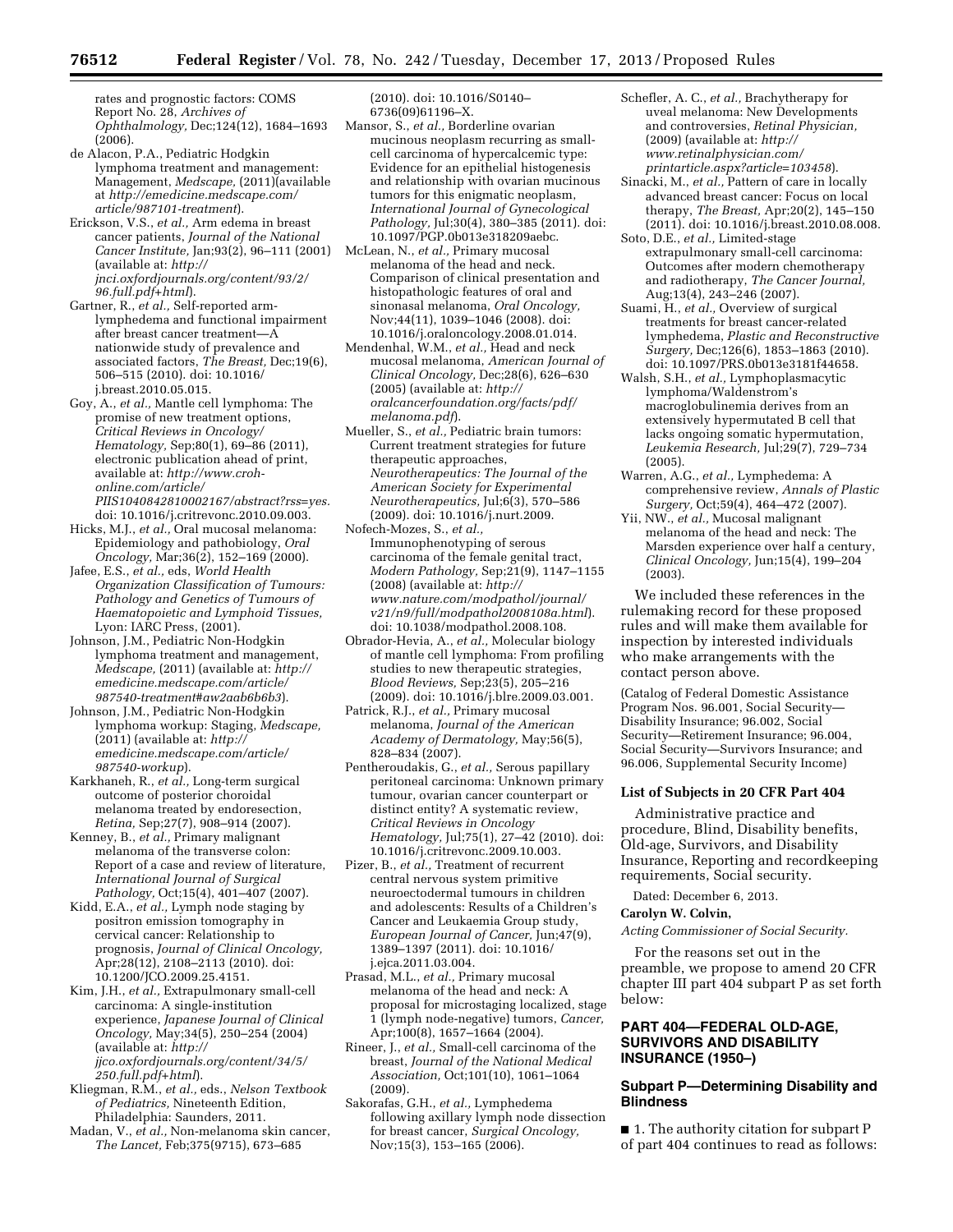rates and prognostic factors: COMS Report No. 28, *Archives of Ophthalmology,* Dec;124(12), 1684–1693 (2006).

de Alacon, P.A., Pediatric Hodgkin lymphoma treatment and management: Management, *Medscape,* (2011)(available at *http://emedicine.medscape.com/article/987101-treatment*).

Erickson, V.S., *et al.,* Arm edema in breast cancer patients, *Journal of the National Cancer Institute,* Jan;93(2), 96–111 (2001) (available at: *http://jnci.oxfordjournals.org/content/93/2/96.full.pdf+html*).

Gartner, R., *et al.,* Self-reported arm-lymphedema and functional impairment after breast cancer treatment—A nationwide study of prevalence and associated factors, *The Breast,* Dec;19(6), 506–515 (2010). doi: 10.1016/j.breast.2010.05.015.

Goy, A., *et al.,* Mantle cell lymphoma: The promise of new treatment options, *Critical Reviews in Oncology/Hematology,* Sep;80(1), 69–86 (2011), electronic publication ahead of print, available at: *http://www.croh-online.com/article/PIIS1040842810002167/abstract?rss=yes.* doi: 10.1016/j.critrevonc.2010.09.003.

Hicks, M.J., *et al.,* Oral mucosal melanoma: Epidemiology and pathobiology, *Oral Oncology,* Mar;36(2), 152–169 (2000).

Jafee, E.S., *et al.,* eds, *World Health Organization Classification of Tumours: Pathology and Genetics of Tumours of Haematopoietic and Lymphoid Tissues,* Lyon: IARC Press, (2001).

Johnson, J.M., Pediatric Non-Hodgkin lymphoma treatment and management, *Medscape,* (2011) (available at: *http://emedicine.medscape.com/article/987540-treatment#aw2aab6b6b3*).

Johnson, J.M., Pediatric Non-Hodgkin lymphoma workup: Staging, *Medscape,* (2011) (available at: *http://emedicine.medscape.com/article/987540-workup*).

Karkhaneh, R., *et al.,* Long-term surgical outcome of posterior choroidal melanoma treated by endoresection, *Retina,* Sep;27(7), 908–914 (2007).

Kenney, B., *et al.,* Primary malignant melanoma of the transverse colon: Report of a case and review of literature, *International Journal of Surgical Pathology,* Oct;15(4), 401–407 (2007).

Kidd, E.A., *et al.,* Lymph node staging by positron emission tomography in cervical cancer: Relationship to prognosis, *Journal of Clinical Oncology,* Apr;28(12), 2108–2113 (2010). doi: 10.1200/JCO.2009.25.4151.

Kim, J.H., *et al.,* Extrapulmonary small-cell carcinoma: A single-institution experience, *Japanese Journal of Clinical Oncology,* May;34(5), 250–254 (2004) (available at: *http://jjco.oxfordjournals.org/content/34/5/250.full.pdf+html*).

Kliegman, R.M., *et al.,* eds., *Nelson Textbook of Pediatrics,* Nineteenth Edition, Philadelphia: Saunders, 2011.

Madan, V., *et al.,* Non-melanoma skin cancer, *The Lancet,* Feb;375(9715), 673–685 (2010). doi: 10.1016/S0140-6736(09)61196–X.

Mansor, S., *et al.,* Borderline ovarian mucinous neoplasm recurring as small-cell carcinoma of hypercalcemic type: Evidence for an epithelial histogenesis and relationship with ovarian mucinous tumors for this enigmatic neoplasm, *International Journal of Gynecological Pathology,* Jul;30(4), 380–385 (2011). doi: 10.1097/PGP.0b013e318209aebc.

McLean, N., *et al.,* Primary mucosal melanoma of the head and neck. Comparison of clinical presentation and histopathologic features of oral and sinonasal melanoma, *Oral Oncology,* Nov;44(11), 1039–1046 (2008). doi: 10.1016/j.oraloncology.2008.01.014.

Mendenhal, W.M., *et al.,* Head and neck mucosal melanoma, *American Journal of Clinical Oncology,* Dec;28(6), 626–630 (2005) (available at: *http://oralcancerfoundation.org/facts/pdf/melanoma.pdf*).

Mueller, S., *et al.,* Pediatric brain tumors: Current treatment strategies for future therapeutic approaches, *Neurotherapeutics: The Journal of the American Society for Experimental Neurotherapeutics,* Jul;6(3), 570–586 (2009). doi: 10.1016/j.nurt.2009.

Nofech-Mozes, S., *et al.,* Immunophenotyping of serous carcinoma of the female genital tract, *Modern Pathology,* Sep;21(9), 1147–1155 (2008) (available at: *http://www.nature.com/modpathol/journal/v21/n9/full/modpathol2008108a.html*). doi: 10.1038/modpathol.2008.108.

Obrador-Hevia, A., *et al.,* Molecular biology of mantle cell lymphoma: From profiling studies to new therapeutic strategies, *Blood Reviews,* Sep;23(5), 205–216 (2009). doi: 10.1016/j.blre.2009.03.001.

Patrick, R.J., *et al.,* Primary mucosal melanoma, *Journal of the American Academy of Dermatology,* May;56(5), 828–834 (2007).

Pentheroudakis, G., *et al.,* Serous papillary peritoneal carcinoma: Unknown primary tumour, ovarian cancer counterpart or distinct entity? A systematic review, *Critical Reviews in Oncology Hematology,* Jul;75(1), 27–42 (2010). doi: 10.1016/j.critrevonc.2009.10.003.

Pizer, B., *et al.,* Treatment of recurrent central nervous system primitive neuroectodermal tumours in children and adolescents: Results of a Children's Cancer and Leukaemia Group study, *European Journal of Cancer,* Jun;47(9), 1389–1397 (2011). doi: 10.1016/j.ejca.2011.03.004.

Prasad, M.L., *et al.,* Primary mucosal melanoma of the head and neck: A proposal for microstaging localized, stage 1 (lymph node-negative) tumors, *Cancer,* Apr;100(8), 1657–1664 (2004).

Rineer, J., *et al.,* Small-cell carcinoma of the breast, *Journal of the National Medical Association,* Oct;101(10), 1061–1064 (2009).

Sakorafas, G.H., *et al.,* Lymphedema following axillary lymph node dissection for breast cancer, *Surgical Oncology,* Nov;15(3), 153–165 (2006).

Schefler, A. C., *et al.,* Brachytherapy for uveal melanoma: New Developments and controversies, *Retinal Physician,* (2009) (available at: *http://www.retinalphysician.com/printarticle.aspx?article=103458*).

Sinacki, M., *et al.,* Pattern of care in locally advanced breast cancer: Focus on local therapy, *The Breast,* Apr;20(2), 145–150 (2011). doi: 10.1016/j.breast.2010.08.008.

Soto, D.E., *et al.,* Limited-stage extrapulmonary small-cell carcinoma: Outcomes after modern chemotherapy and radiotherapy, *The Cancer Journal,* Aug;13(4), 243–246 (2007).

Suami, H., *et al.,* Overview of surgical treatments for breast cancer-related lymphedema, *Plastic and Reconstructive Surgery,* Dec;126(6), 1853–1863 (2010). doi: 10.1097/PRS.0b013e3181f44658.

Walsh, S.H., *et al.,* Lymphoplasmacytic lymphoma/Waldenstrom's macroglobulinemia derives from an extensively hypermutated B cell that lacks ongoing somatic hypermutation, *Leukemia Research,* Jul;29(7), 729–734 (2005).

Warren, A.G., *et al.,* Lymphedema: A comprehensive review, *Annals of Plastic Surgery,* Oct;59(4), 464–472 (2007).

Yii, NW., *et al.,* Mucosal malignant melanoma of the head and neck: The Marsden experience over half a century, *Clinical Oncology,* Jun;15(4), 199–204 (2003).

We included these references in the rulemaking record for these proposed rules and will make them available for inspection by interested individuals who make arrangements with the contact person above.

(Catalog of Federal Domestic Assistance Program Nos. 96.001, Social Security—Disability Insurance; 96.002, Social Security—Retirement Insurance; 96.004, Social Security—Survivors Insurance; and 96.006, Supplemental Security Income)

### List of Subjects in 20 CFR Part 404

Administrative practice and procedure, Blind, Disability benefits, Old-age, Survivors, and Disability Insurance, Reporting and recordkeeping requirements, Social security.

Dated: December 6, 2013.

**Carolyn W. Colvin,**

*Acting Commissioner of Social Security.*

For the reasons set out in the preamble, we propose to amend 20 CFR chapter III part 404 subpart P as set forth below:

## PART 404—FEDERAL OLD-AGE, SURVIVORS AND DISABILITY INSURANCE (1950–)

### Subpart P—Determining Disability and Blindness

■ 1. The authority citation for subpart P of part 404 continues to read as follows: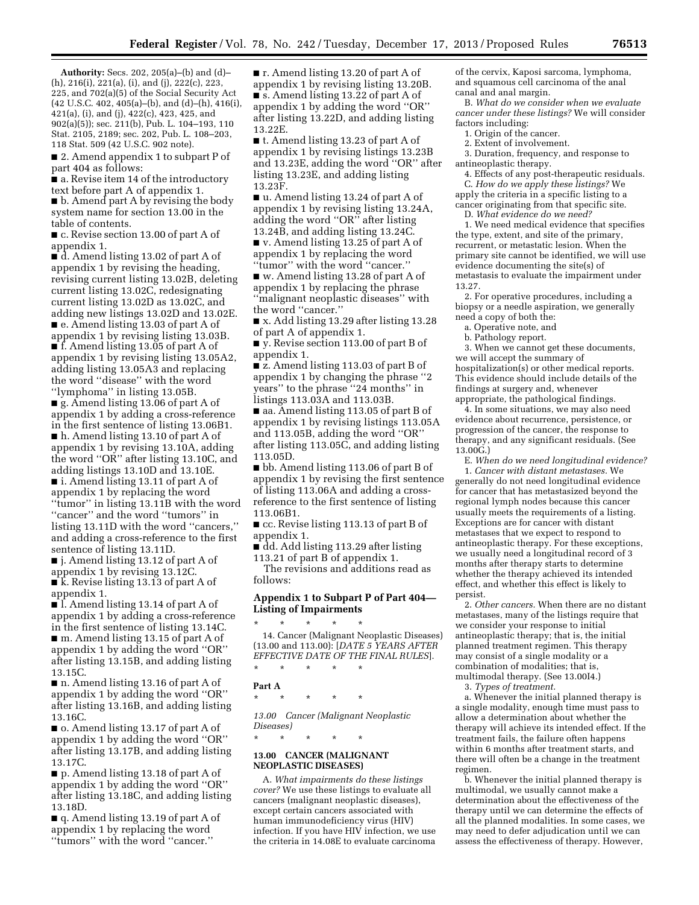**Authority:** Secs. 202, 205(a)–(b) and (d)–(h), 216(i), 221(a), (i), and (j), 222(c), 223, 225, and 702(a)(5) of the Social Security Act (42 U.S.C. 402, 405(a)–(b), and (d)–(h), 416(i), 421(a), (i), and (j), 422(c), 423, 425, and 902(a)(5)); sec. 211(b), Pub. L. 104–193, 110 Stat. 2105, 2189; sec. 202, Pub. L. 108–203, 118 Stat. 509 (42 U.S.C. 902 note).

■ 2. Amend appendix 1 to subpart P of part 404 as follows:

■ a. Revise item 14 of the introductory text before part A of appendix 1.

■ b. Amend part A by revising the body system name for section 13.00 in the table of contents.

■ c. Revise section 13.00 of part A of appendix 1.

■ d. Amend listing 13.02 of part A of appendix 1 by revising the heading, revising current listing 13.02B, deleting current listing 13.02C, redesignating current listing 13.02D as 13.02C, and adding new listings 13.02D and 13.02E.

■ e. Amend listing 13.03 of part A of appendix 1 by revising listing 13.03B.

■ f. Amend listing 13.05 of part A of appendix 1 by revising listing 13.05A2, adding listing 13.05A3 and replacing the word ''disease'' with the word ''lymphoma'' in listing 13.05B.

■ g. Amend listing 13.06 of part A of appendix 1 by adding a cross-reference in the first sentence of listing 13.06B1.

■ h. Amend listing 13.10 of part A of appendix 1 by revising 13.10A, adding the word ''OR'' after listing 13.10C, and adding listings 13.10D and 13.10E.

■ i. Amend listing 13.11 of part A of appendix 1 by replacing the word ''tumor'' in listing 13.11B with the word ''cancer'' and the word ''tumors'' in listing 13.11D with the word ''cancers,'' and adding a cross-reference to the first sentence of listing 13.11D.

■ j. Amend listing 13.12 of part A of appendix 1 by revising 13.12C.

■ k. Revise listing 13.13 of part A of appendix 1.

■ l. Amend listing 13.14 of part A of appendix 1 by adding a cross-reference in the first sentence of listing 13.14C.

■ m. Amend listing 13.15 of part A of appendix 1 by adding the word ''OR'' after listing 13.15B, and adding listing 13.15C.

■ n. Amend listing 13.16 of part A of appendix 1 by adding the word ''OR'' after listing 13.16B, and adding listing 13.16C.

■ o. Amend listing 13.17 of part A of appendix 1 by adding the word ''OR'' after listing 13.17B, and adding listing 13.17C.

■ p. Amend listing 13.18 of part A of appendix 1 by adding the word ''OR'' after listing 13.18C, and adding listing 13.18D.

■ q. Amend listing 13.19 of part A of appendix 1 by replacing the word ''tumors'' with the word ''cancer.''

■ r. Amend listing 13.20 of part A of appendix 1 by revising listing 13.20B.

■ s. Amend listing 13.22 of part A of appendix 1 by adding the word ''OR'' after listing 13.22D, and adding listing 13.22E.

■ t. Amend listing 13.23 of part A of appendix 1 by revising listings 13.23B and 13.23E, adding the word ''OR'' after listing 13.23E, and adding listing 13.23F.

■ u. Amend listing 13.24 of part A of appendix 1 by revising listing 13.24A, adding the word ''OR'' after listing 13.24B, and adding listing 13.24C.

■ v. Amend listing 13.25 of part A of appendix 1 by replacing the word ''tumor'' with the word ''cancer.''

■ w. Amend listing 13.28 of part A of appendix 1 by replacing the phrase ''malignant neoplastic diseases'' with the word ''cancer.''

■ x. Add listing 13.29 after listing 13.28 of part A of appendix 1.

■ y. Revise section 113.00 of part B of appendix 1.

■ z. Amend listing 113.03 of part B of appendix 1 by changing the phrase ''2 years'' to the phrase ''24 months'' in listings 113.03A and 113.03B.

■ aa. Amend listing 113.05 of part B of appendix 1 by revising listings 113.05A and 113.05B, adding the word ''OR'' after listing 113.05C, and adding listing 113.05D.

■ bb. Amend listing 113.06 of part B of appendix 1 by revising the first sentence of listing 113.06A and adding a cross-reference to the first sentence of listing 113.06B1.

■ cc. Revise listing 113.13 of part B of appendix 1.

■ dd. Add listing 113.29 after listing 113.21 of part B of appendix 1.

The revisions and additions read as follows:

## Appendix 1 to Subpart P of Part 404—Listing of Impairments

\* \* \* \* \*

14. Cancer (Malignant Neoplastic Diseases) (13.00 and 113.00): [*DATE 5 YEARS AFTER EFFECTIVE DATE OF THE FINAL RULES*].

\* \* \* \* \*

### Part A

\* \* \* \* \*

*13.00 Cancer (Malignant Neoplastic Diseases)*

\* \* \* \* \*

### 13.00 CANCER (MALIGNANT NEOPLASTIC DISEASES)

A. *What impairments do these listings cover?* We use these listings to evaluate all cancers (malignant neoplastic diseases), except certain cancers associated with human immunodeficiency virus (HIV) infection. If you have HIV infection, we use the criteria in 14.08E to evaluate carcinoma of the cervix, Kaposi sarcoma, lymphoma, and squamous cell carcinoma of the anal canal and anal margin.

B. *What do we consider when we evaluate cancer under these listings?* We will consider factors including:

1. Origin of the cancer.

2. Extent of involvement.

3. Duration, frequency, and response to antineoplastic therapy.

4. Effects of any post-therapeutic residuals.

C. *How do we apply these listings?* We apply the criteria in a specific listing to a cancer originating from that specific site.

D. *What evidence do we need?*

1. We need medical evidence that specifies the type, extent, and site of the primary, recurrent, or metastatic lesion. When the primary site cannot be identified, we will use evidence documenting the site(s) of metastasis to evaluate the impairment under 13.27.

2. For operative procedures, including a biopsy or a needle aspiration, we generally need a copy of both the:

a. Operative note, and

b. Pathology report.

3. When we cannot get these documents, we will accept the summary of hospitalization(s) or other medical reports. This evidence should include details of the findings at surgery and, whenever appropriate, the pathological findings.

4. In some situations, we may also need evidence about recurrence, persistence, or progression of the cancer, the response to therapy, and any significant residuals. (See 13.00G.)

E. *When do we need longitudinal evidence?*

1. *Cancer with distant metastases.* We generally do not need longitudinal evidence for cancer that has metastasized beyond the regional lymph nodes because this cancer usually meets the requirements of a listing. Exceptions are for cancer with distant metastases that we expect to respond to antineoplastic therapy. For these exceptions, we usually need a longitudinal record of 3 months after therapy starts to determine whether the therapy achieved its intended effect, and whether this effect is likely to persist.

2. *Other cancers.* When there are no distant metastases, many of the listings require that we consider your response to initial antineoplastic therapy; that is, the initial planned treatment regimen. This therapy may consist of a single modality or a combination of modalities; that is, multimodal therapy. (See 13.00I4.)

3. *Types of treatment.*

a. Whenever the initial planned therapy is a single modality, enough time must pass to allow a determination about whether the therapy will achieve its intended effect. If the treatment fails, the failure often happens within 6 months after treatment starts, and there will often be a change in the treatment regimen.

b. Whenever the initial planned therapy is multimodal, we usually cannot make a determination about the effectiveness of the therapy until we can determine the effects of all the planned modalities. In some cases, we may need to defer adjudication until we can assess the effectiveness of therapy. However,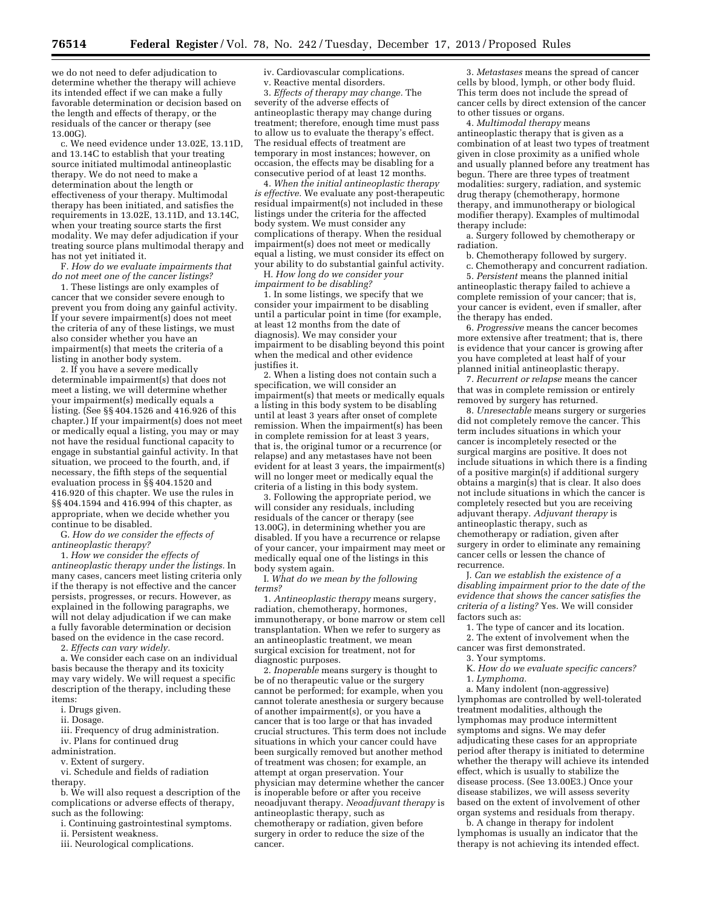we do not need to defer adjudication to determine whether the therapy will achieve its intended effect if we can make a fully favorable determination or decision based on the length and effects of therapy, or the residuals of the cancer or therapy (see 13.00G).

c. We need evidence under 13.02E, 13.11D, and 13.14C to establish that your treating source initiated multimodal antineoplastic therapy. We do not need to make a determination about the length or effectiveness of your therapy. Multimodal therapy has been initiated, and satisfies the requirements in 13.02E, 13.11D, and 13.14C, when your treating source starts the first modality. We may defer adjudication if your treating source plans multimodal therapy and has not yet initiated it.

F. *How do we evaluate impairments that do not meet one of the cancer listings?*

1. These listings are only examples of cancer that we consider severe enough to prevent you from doing any gainful activity. If your severe impairment(s) does not meet the criteria of any of these listings, we must also consider whether you have an impairment(s) that meets the criteria of a listing in another body system.

2. If you have a severe medically determinable impairment(s) that does not meet a listing, we will determine whether your impairment(s) medically equals a listing. (See §§ 404.1526 and 416.926 of this chapter.) If your impairment(s) does not meet or medically equal a listing, you may or may not have the residual functional capacity to engage in substantial gainful activity. In that situation, we proceed to the fourth, and, if necessary, the fifth steps of the sequential evaluation process in §§ 404.1520 and 416.920 of this chapter. We use the rules in §§ 404.1594 and 416.994 of this chapter, as appropriate, when we decide whether you continue to be disabled.

G. *How do we consider the effects of antineoplastic therapy?*

1. *How we consider the effects of antineoplastic therapy under the listings.* In many cases, cancers meet listing criteria only if the therapy is not effective and the cancer persists, progresses, or recurs. However, as explained in the following paragraphs, we will not delay adjudication if we can make a fully favorable determination or decision based on the evidence in the case record.

2. *Effects can vary widely.*

a. We consider each case on an individual basis because the therapy and its toxicity may vary widely. We will request a specific description of the therapy, including these items:

i. Drugs given.

ii. Dosage.

iii. Frequency of drug administration.

iv. Plans for continued drug administration.

v. Extent of surgery.

vi. Schedule and fields of radiation therapy.

b. We will also request a description of the complications or adverse effects of therapy, such as the following:

i. Continuing gastrointestinal symptoms.

ii. Persistent weakness.

iii. Neurological complications.

iv. Cardiovascular complications.

v. Reactive mental disorders.

3. *Effects of therapy may change.* The severity of the adverse effects of antineoplastic therapy may change during treatment; therefore, enough time must pass to allow us to evaluate the therapy's effect. The residual effects of treatment are temporary in most instances; however, on occasion, the effects may be disabling for a consecutive period of at least 12 months.

4. *When the initial antineoplastic therapy is effective.* We evaluate any post-therapeutic residual impairment(s) not included in these listings under the criteria for the affected body system. We must consider any complications of therapy. When the residual impairment(s) does not meet or medically equal a listing, we must consider its effect on your ability to do substantial gainful activity.

H. *How long do we consider your impairment to be disabling?*

1. In some listings, we specify that we consider your impairment to be disabling until a particular point in time (for example, at least 12 months from the date of diagnosis). We may consider your impairment to be disabling beyond this point when the medical and other evidence justifies it.

2. When a listing does not contain such a specification, we will consider an impairment(s) that meets or medically equals a listing in this body system to be disabling until at least 3 years after onset of complete remission. When the impairment(s) has been in complete remission for at least 3 years, that is, the original tumor or a recurrence (or relapse) and any metastases have not been evident for at least 3 years, the impairment(s) will no longer meet or medically equal the criteria of a listing in this body system.

3. Following the appropriate period, we will consider any residuals, including residuals of the cancer or therapy (see 13.00G), in determining whether you are disabled. If you have a recurrence or relapse of your cancer, your impairment may meet or medically equal one of the listings in this body system again.

I. *What do we mean by the following terms?*

1. *Antineoplastic therapy* means surgery, radiation, chemotherapy, hormones, immunotherapy, or bone marrow or stem cell transplantation. When we refer to surgery as an antineoplastic treatment, we mean surgical excision for treatment, not for diagnostic purposes.

2. *Inoperable* means surgery is thought to be of no therapeutic value or the surgery cannot be performed; for example, when you cannot tolerate anesthesia or surgery because of another impairment(s), or you have a cancer that is too large or that has invaded crucial structures. This term does not include situations in which your cancer could have been surgically removed but another method of treatment was chosen; for example, an attempt at organ preservation. Your physician may determine whether the cancer is inoperable before or after you receive neoadjuvant therapy. *Neoadjuvant therapy* is antineoplastic therapy, such as chemotherapy or radiation, given before surgery in order to reduce the size of the cancer.

3. *Metastases* means the spread of cancer cells by blood, lymph, or other body fluid. This term does not include the spread of cancer cells by direct extension of the cancer to other tissues or organs.

4. *Multimodal therapy* means antineoplastic therapy that is given as a combination of at least two types of treatment given in close proximity as a unified whole and usually planned before any treatment has begun. There are three types of treatment modalities: surgery, radiation, and systemic drug therapy (chemotherapy, hormone therapy, and immunotherapy or biological modifier therapy). Examples of multimodal therapy include:

a. Surgery followed by chemotherapy or radiation.

b. Chemotherapy followed by surgery.

c. Chemotherapy and concurrent radiation.

5. *Persistent* means the planned initial antineoplastic therapy failed to achieve a complete remission of your cancer; that is, your cancer is evident, even if smaller, after the therapy has ended.

6. *Progressive* means the cancer becomes more extensive after treatment; that is, there is evidence that your cancer is growing after you have completed at least half of your planned initial antineoplastic therapy.

7. *Recurrent or relapse* means the cancer that was in complete remission or entirely removed by surgery has returned.

8. *Unresectable* means surgery or surgeries did not completely remove the cancer. This term includes situations in which your cancer is incompletely resected or the surgical margins are positive. It does not include situations in which there is a finding of a positive margin(s) if additional surgery obtains a margin(s) that is clear. It also does not include situations in which the cancer is completely resected but you are receiving adjuvant therapy. *Adjuvant therapy* is antineoplastic therapy, such as chemotherapy or radiation, given after surgery in order to eliminate any remaining cancer cells or lessen the chance of recurrence.

J. *Can we establish the existence of a disabling impairment prior to the date of the evidence that shows the cancer satisfies the criteria of a listing?* Yes. We will consider factors such as:

1. The type of cancer and its location.

2. The extent of involvement when the cancer was first demonstrated.

3. Your symptoms.

K. *How do we evaluate specific cancers?*

1. *Lymphoma.*

a. Many indolent (non-aggressive) lymphomas are controlled by well-tolerated treatment modalities, although the lymphomas may produce intermittent symptoms and signs. We may defer adjudicating these cases for an appropriate period after therapy is initiated to determine whether the therapy will achieve its intended effect, which is usually to stabilize the disease process. (See 13.00E3.) Once your disease stabilizes, we will assess severity based on the extent of involvement of other organ systems and residuals from therapy.

b. A change in therapy for indolent lymphomas is usually an indicator that the therapy is not achieving its intended effect.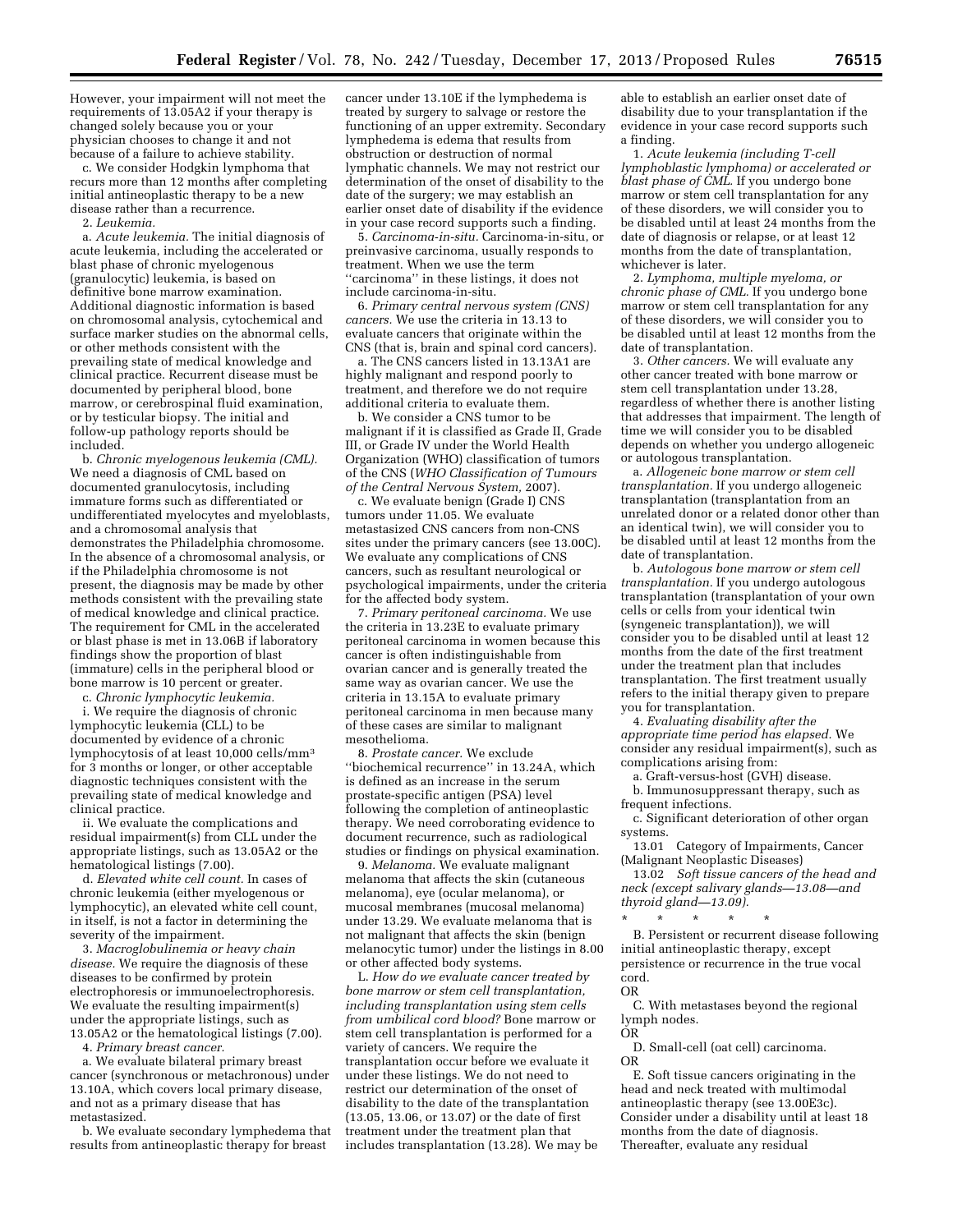However, your impairment will not meet the requirements of 13.05A2 if your therapy is changed solely because you or your physician chooses to change it and not because of a failure to achieve stability.

c. We consider Hodgkin lymphoma that recurs more than 12 months after completing initial antineoplastic therapy to be a new disease rather than a recurrence.

2. *Leukemia.*

a. *Acute leukemia.* The initial diagnosis of acute leukemia, including the accelerated or blast phase of chronic myelogenous (granulocytic) leukemia, is based on definitive bone marrow examination. Additional diagnostic information is based on chromosomal analysis, cytochemical and surface marker studies on the abnormal cells, or other methods consistent with the prevailing state of medical knowledge and clinical practice. Recurrent disease must be documented by peripheral blood, bone marrow, or cerebrospinal fluid examination, or by testicular biopsy. The initial and follow-up pathology reports should be included.

b. *Chronic myelogenous leukemia (CML).* We need a diagnosis of CML based on documented granulocytosis, including immature forms such as differentiated or undifferentiated myelocytes and myeloblasts, and a chromosomal analysis that demonstrates the Philadelphia chromosome. In the absence of a chromosomal analysis, or if the Philadelphia chromosome is not present, the diagnosis may be made by other methods consistent with the prevailing state of medical knowledge and clinical practice. The requirement for CML in the accelerated or blast phase is met in 13.06B if laboratory findings show the proportion of blast (immature) cells in the peripheral blood or bone marrow is 10 percent or greater.

c. *Chronic lymphocytic leukemia.*

i. We require the diagnosis of chronic lymphocytic leukemia (CLL) to be documented by evidence of a chronic lymphocytosis of at least 10,000 cells/$mm^3$ for 3 months or longer, or other acceptable diagnostic techniques consistent with the prevailing state of medical knowledge and clinical practice.

ii. We evaluate the complications and residual impairment(s) from CLL under the appropriate listings, such as 13.05A2 or the hematological listings (7.00).

d. *Elevated white cell count.* In cases of chronic leukemia (either myelogenous or lymphocytic), an elevated white cell count, in itself, is not a factor in determining the severity of the impairment.

3. *Macroglobulinemia or heavy chain disease.* We require the diagnosis of these diseases to be confirmed by protein electrophoresis or immunoelectrophoresis. We evaluate the resulting impairment(s) under the appropriate listings, such as 13.05A2 or the hematological listings (7.00).

4. *Primary breast cancer.*

a. We evaluate bilateral primary breast cancer (synchronous or metachronous) under 13.10A, which covers local primary disease, and not as a primary disease that has metastasized.

b. We evaluate secondary lymphedema that results from antineoplastic therapy for breast cancer under 13.10E if the lymphedema is treated by surgery to salvage or restore the functioning of an upper extremity. Secondary lymphedema is edema that results from obstruction or destruction of normal lymphatic channels. We may not restrict our determination of the onset of disability to the date of the surgery; we may establish an earlier onset date of disability if the evidence in your case record supports such a finding.

5. *Carcinoma-in-situ.* Carcinoma-in-situ, or preinvasive carcinoma, usually responds to treatment. When we use the term "carcinoma" in these listings, it does not include carcinoma-in-situ.

6. *Primary central nervous system (CNS) cancers.* We use the criteria in 13.13 to evaluate cancers that originate within the CNS (that is, brain and spinal cord cancers).

a. The CNS cancers listed in 13.13A1 are highly malignant and respond poorly to treatment, and therefore we do not require additional criteria to evaluate them.

b. We consider a CNS tumor to be malignant if it is classified as Grade II, Grade III, or Grade IV under the World Health Organization (WHO) classification of tumors of the CNS (*WHO Classification of Tumours of the Central Nervous System,* 2007).

c. We evaluate benign (Grade I) CNS tumors under 11.05. We evaluate metastasized CNS cancers from non-CNS sites under the primary cancers (see 13.00C). We evaluate any complications of CNS cancers, such as resultant neurological or psychological impairments, under the criteria for the affected body system.

7. *Primary peritoneal carcinoma.* We use the criteria in 13.23E to evaluate primary peritoneal carcinoma in women because this cancer is often indistinguishable from ovarian cancer and is generally treated the same way as ovarian cancer. We use the criteria in 13.15A to evaluate primary peritoneal carcinoma in men because many of these cases are similar to malignant mesothelioma.

8. *Prostate cancer.* We exclude "biochemical recurrence" in 13.24A, which is defined as an increase in the serum prostate-specific antigen (PSA) level following the completion of antineoplastic therapy. We need corroborating evidence to document recurrence, such as radiological studies or findings on physical examination.

9. *Melanoma.* We evaluate malignant melanoma that affects the skin (cutaneous melanoma), eye (ocular melanoma), or mucosal membranes (mucosal melanoma) under 13.29. We evaluate melanoma that is not malignant that affects the skin (benign melanocytic tumor) under the listings in 8.00 or other affected body systems.

L. *How do we evaluate cancer treated by bone marrow or stem cell transplantation, including transplantation using stem cells from umbilical cord blood?* Bone marrow or stem cell transplantation is performed for a variety of cancers. We require the transplantation occur before we evaluate it under these listings. We do not need to restrict our determination of the onset of disability to the date of the transplantation (13.05, 13.06, or 13.07) or the date of first treatment under the treatment plan that includes transplantation (13.28). We may be able to establish an earlier onset date of disability due to your transplantation if the evidence in your case record supports such a finding.

1. *Acute leukemia (including T-cell lymphoblastic lymphoma) or accelerated or blast phase of CML.* If you undergo bone marrow or stem cell transplantation for any of these disorders, we will consider you to be disabled until at least 24 months from the date of diagnosis or relapse, or at least 12 months from the date of transplantation, whichever is later.

2. *Lymphoma, multiple myeloma, or chronic phase of CML.* If you undergo bone marrow or stem cell transplantation for any of these disorders, we will consider you to be disabled until at least 12 months from the date of transplantation.

3. *Other cancers.* We will evaluate any other cancer treated with bone marrow or stem cell transplantation under 13.28, regardless of whether there is another listing that addresses that impairment. The length of time we will consider you to be disabled depends on whether you undergo allogeneic or autologous transplantation.

a. *Allogeneic bone marrow or stem cell transplantation.* If you undergo allogeneic transplantation (transplantation from an unrelated donor or a related donor other than an identical twin), we will consider you to be disabled until at least 12 months from the date of transplantation.

b. *Autologous bone marrow or stem cell transplantation.* If you undergo autologous transplantation (transplantation of your own cells or cells from your identical twin (syngeneic transplantation)), we will consider you to be disabled until at least 12 months from the date of the first treatment under the treatment plan that includes transplantation. The first treatment usually refers to the initial therapy given to prepare you for transplantation.

4. *Evaluating disability after the appropriate time period has elapsed.* We consider any residual impairment(s), such as complications arising from:

a. Graft-versus-host (GVH) disease.

b. Immunosuppressant therapy, such as frequent infections.

c. Significant deterioration of other organ systems.

13.01 Category of Impairments, Cancer (Malignant Neoplastic Diseases)

13.02 *Soft tissue cancers of the head and neck (except salivary glands—13.08—and thyroid gland—13.09).*

\* \* \* \* \*

B. Persistent or recurrent disease following initial antineoplastic therapy, except persistence or recurrence in the true vocal cord.

OR

C. With metastases beyond the regional lymph nodes.

OR

D. Small-cell (oat cell) carcinoma.

OR

E. Soft tissue cancers originating in the head and neck treated with multimodal antineoplastic therapy (see 13.00E3c). Consider under a disability until at least 18 months from the date of diagnosis. Thereafter, evaluate any residual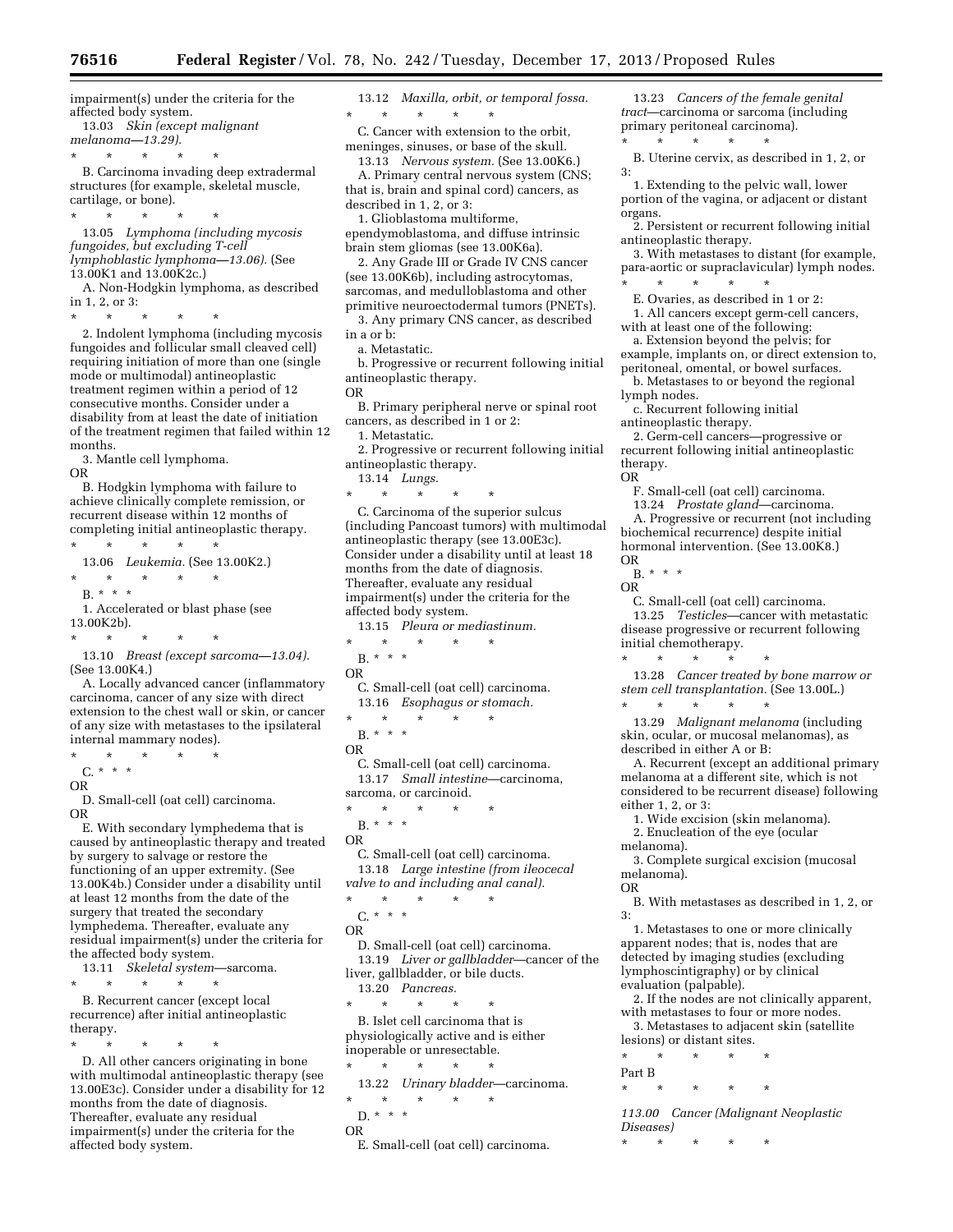impairment(s) under the criteria for the affected body system.

13.03 *Skin (except malignant melanoma—13.29).*

\* \* \* \* \*

B. Carcinoma invading deep extradermal structures (for example, skeletal muscle, cartilage, or bone).

\* \* \* \* \*

13.05 *Lymphoma (including mycosis fungoides, but excluding T-cell lymphoblastic lymphoma—13.06).* (See 13.00K1 and 13.00K2c.)

A. Non-Hodgkin lymphoma, as described in 1, 2, or 3:

\* \* \* \* \*

2. Indolent lymphoma (including mycosis fungoides and follicular small cleaved cell) requiring initiation of more than one (single mode or multimodal) antineoplastic treatment regimen within a period of 12 consecutive months. Consider under a disability from at least the date of initiation of the treatment regimen that failed within 12 months.

3. Mantle cell lymphoma.

OR

B. Hodgkin lymphoma with failure to achieve clinically complete remission, or recurrent disease within 12 months of completing initial antineoplastic therapy.

\* \* \* \* \*

13.06 *Leukemia.* (See 13.00K2.)

\* \* \* \* \*

B. \* \* \*

1. Accelerated or blast phase (see 13.00K2b).

\* \* \* \* \*

13.10 *Breast (except sarcoma—13.04).* (See 13.00K4.)

A. Locally advanced cancer (inflammatory carcinoma, cancer of any size with direct extension to the chest wall or skin, or cancer of any size with metastases to the ipsilateral internal mammary nodes).

\* \* \* \* \*

C. \* \* \*

OR

D. Small-cell (oat cell) carcinoma.

OR

E. With secondary lymphedema that is caused by antineoplastic therapy and treated by surgery to salvage or restore the functioning of an upper extremity. (See 13.00K4b.) Consider under a disability until at least 12 months from the date of the surgery that treated the secondary lymphedema. Thereafter, evaluate any residual impairment(s) under the criteria for the affected body system.

13.11 *Skeletal system*—sarcoma.

\* \* \* \* \*

B. Recurrent cancer (except local recurrence) after initial antineoplastic therapy.

\* \* \* \* \*

D. All other cancers originating in bone with multimodal antineoplastic therapy (see 13.00E3c). Consider under a disability for 12 months from the date of diagnosis. Thereafter, evaluate any residual impairment(s) under the criteria for the affected body system.

13.12 *Maxilla, orbit, or temporal fossa.*

\* \* \* \* \*

C. Cancer with extension to the orbit, meninges, sinuses, or base of the skull.

13.13 *Nervous system.* (See 13.00K6.)

A. Primary central nervous system (CNS; that is, brain and spinal cord) cancers, as described in 1, 2, or 3:

1. Glioblastoma multiforme, ependymoblastoma, and diffuse intrinsic brain stem gliomas (see 13.00K6a).

2. Any Grade III or Grade IV CNS cancer (see 13.00K6b), including astrocytomas, sarcomas, and medulloblastoma and other primitive neuroectodermal tumors (PNETs).

3. Any primary CNS cancer, as described in a or b:

a. Metastatic.

b. Progressive or recurrent following initial antineoplastic therapy.

OR

B. Primary peripheral nerve or spinal root cancers, as described in 1 or 2:

1. Metastatic.

2. Progressive or recurrent following initial antineoplastic therapy.

13.14 *Lungs.*

\* \* \* \* \*

C. Carcinoma of the superior sulcus (including Pancoast tumors) with multimodal antineoplastic therapy (see 13.00E3c). Consider under a disability until at least 18 months from the date of diagnosis. Thereafter, evaluate any residual impairment(s) under the criteria for the affected body system.

13.15 *Pleura or mediastinum.*

\* \* \* \* \*

B. \* \* \*

OR

C. Small-cell (oat cell) carcinoma.

13.16 *Esophagus or stomach.*

\* \* \* \* \*

B. \* \* \*

OR

C. Small-cell (oat cell) carcinoma.

13.17 *Small intestine*—carcinoma, sarcoma, or carcinoid.

\* \* \* \* \*

B. \* \* \*

OR

C. Small-cell (oat cell) carcinoma.

13.18 *Large intestine (from ileocecal valve to and including anal canal).*

\* \* \* \* \*

C. \* \* \*

OR

D. Small-cell (oat cell) carcinoma.

13.19 *Liver or gallbladder*—cancer of the liver, gallbladder, or bile ducts.

13.20 *Pancreas.*

\* \* \* \* \*

B. Islet cell carcinoma that is physiologically active and is either inoperable or unresectable.

\* \* \* \* \*

13.22 *Urinary bladder*—carcinoma.

\* \* \* \* \*

D. \* \* \*

OR

E. Small-cell (oat cell) carcinoma.

13.23 *Cancers of the female genital tract*—carcinoma or sarcoma (including primary peritoneal carcinoma).

\* \* \* \* \*

B. Uterine cervix, as described in 1, 2, or 3:

1. Extending to the pelvic wall, lower portion of the vagina, or adjacent or distant organs.

2. Persistent or recurrent following initial antineoplastic therapy.

3. With metastases to distant (for example, para-aortic or supraclavicular) lymph nodes.

\* \* \* \* \*

E. Ovaries, as described in 1 or 2:

1. All cancers except germ-cell cancers, with at least one of the following:

a. Extension beyond the pelvis; for example, implants on, or direct extension to, peritoneal, omental, or bowel surfaces.

b. Metastases to or beyond the regional lymph nodes.

c. Recurrent following initial antineoplastic therapy.

2. Germ-cell cancers—progressive or recurrent following initial antineoplastic therapy.

OR

F. Small-cell (oat cell) carcinoma.

13.24 *Prostate gland*—carcinoma.

A. Progressive or recurrent (not including biochemical recurrence) despite initial hormonal intervention. (See 13.00K8.)

OR

B. \* \* \*

OR

C. Small-cell (oat cell) carcinoma.

13.25 *Testicles*—cancer with metastatic disease progressive or recurrent following initial chemotherapy.

\* \* \* \* \*

13.28 *Cancer treated by bone marrow or stem cell transplantation.* (See 13.00L.)

\* \* \* \* \*

13.29 *Malignant melanoma* (including skin, ocular, or mucosal melanomas), as described in either A or B:

A. Recurrent (except an additional primary melanoma at a different site, which is not considered to be recurrent disease) following either 1, 2, or 3:

1. Wide excision (skin melanoma).

2. Enucleation of the eye (ocular melanoma).

3. Complete surgical excision (mucosal melanoma).

OR

B. With metastases as described in 1, 2, or 3:

1. Metastases to one or more clinically apparent nodes; that is, nodes that are detected by imaging studies (excluding lymphoscintigraphy) or by clinical evaluation (palpable).

2. If the nodes are not clinically apparent, with metastases to four or more nodes.

3. Metastases to adjacent skin (satellite lesions) or distant sites.

\* \* \* \* \*

Part B

\* \* \* \* \*

*113.00 Cancer (Malignant Neoplastic Diseases)*

\* \* \* \* \*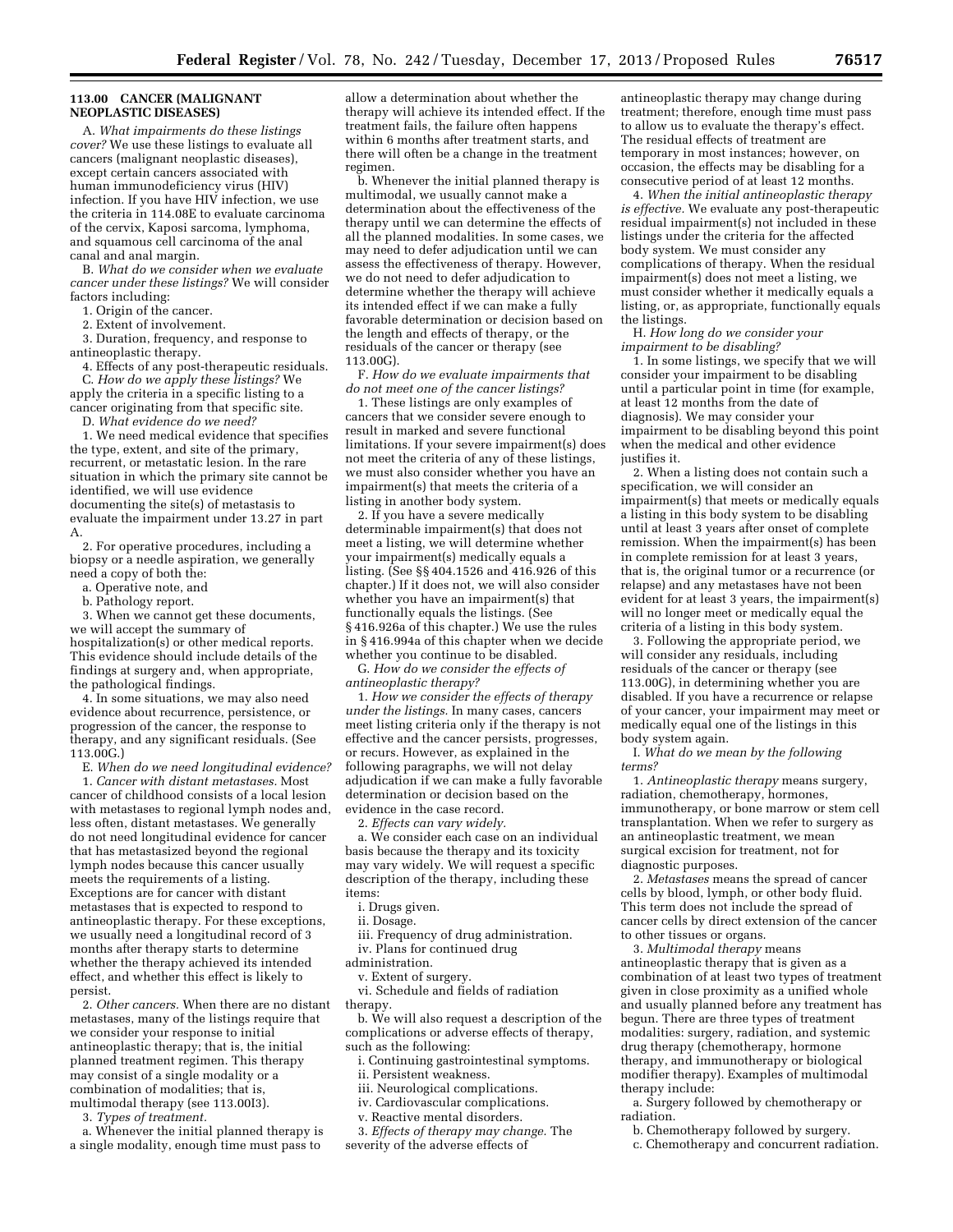## 113.00 CANCER (MALIGNANT NEOPLASTIC DISEASES)

A. *What impairments do these listings cover?* We use these listings to evaluate all cancers (malignant neoplastic diseases), except certain cancers associated with human immunodeficiency virus (HIV) infection. If you have HIV infection, we use the criteria in 114.08E to evaluate carcinoma of the cervix, Kaposi sarcoma, lymphoma, and squamous cell carcinoma of the anal canal and anal margin.

B. *What do we consider when we evaluate cancer under these listings?* We will consider factors including:

1. Origin of the cancer.
2. Extent of involvement.
3. Duration, frequency, and response to antineoplastic therapy.
4. Effects of any post-therapeutic residuals.

C. *How do we apply these listings?* We apply the criteria in a specific listing to a cancer originating from that specific site.

D. *What evidence do we need?*

1. We need medical evidence that specifies the type, extent, and site of the primary, recurrent, or metastatic lesion. In the rare situation in which the primary site cannot be identified, we will use evidence documenting the site(s) of metastasis to evaluate the impairment under 13.27 in part A.

2. For operative procedures, including a biopsy or a needle aspiration, we generally need a copy of both the:

a. Operative note, and

b. Pathology report.

3. When we cannot get these documents, we will accept the summary of hospitalization(s) or other medical reports. This evidence should include details of the findings at surgery and, when appropriate, the pathological findings.

4. In some situations, we may also need evidence about recurrence, persistence, or progression of the cancer, the response to therapy, and any significant residuals. (See 113.00G.)

E. *When do we need longitudinal evidence?*

1. *Cancer with distant metastases.* Most cancer of childhood consists of a local lesion with metastases to regional lymph nodes and, less often, distant metastases. We generally do not need longitudinal evidence for cancer that has metastasized beyond the regional lymph nodes because this cancer usually meets the requirements of a listing. Exceptions are for cancer with distant metastases that is expected to respond to antineoplastic therapy. For these exceptions, we usually need a longitudinal record of 3 months after therapy starts to determine whether the therapy achieved its intended effect, and whether this effect is likely to persist.

2. *Other cancers.* When there are no distant metastases, many of the listings require that we consider your response to initial antineoplastic therapy; that is, the initial planned treatment regimen. This therapy may consist of a single modality or a combination of modalities; that is, multimodal therapy (see 113.00I3).

3. *Types of treatment.*

a. Whenever the initial planned therapy is a single modality, enough time must pass to allow a determination about whether the therapy will achieve its intended effect. If the treatment fails, the failure often happens within 6 months after treatment starts, and there will often be a change in the treatment regimen.

b. Whenever the initial planned therapy is multimodal, we usually cannot make a determination about the effectiveness of the therapy until we can determine the effects of all the planned modalities. In some cases, we may need to defer adjudication until we can assess the effectiveness of therapy. However, we do not need to defer adjudication to determine whether the therapy will achieve its intended effect if we can make a fully favorable determination or decision based on the length and effects of therapy, or the residuals of the cancer or therapy (see 113.00G).

F. *How do we evaluate impairments that do not meet one of the cancer listings?*

1. These listings are only examples of cancers that we consider severe enough to result in marked and severe functional limitations. If your severe impairment(s) does not meet the criteria of any of these listings, we must also consider whether you have an impairment(s) that meets the criteria of a listing in another body system.

2. If you have a severe medically determinable impairment(s) that does not meet a listing, we will determine whether your impairment(s) medically equals a listing. (See §§ 404.1526 and 416.926 of this chapter.) If it does not, we will also consider whether you have an impairment(s) that functionally equals the listings. (See § 416.926a of this chapter.) We use the rules in § 416.994a of this chapter when we decide whether you continue to be disabled.

G. *How do we consider the effects of antineoplastic therapy?*

1. *How we consider the effects of therapy under the listings.* In many cases, cancers meet listing criteria only if the therapy is not effective and the cancer persists, progresses, or recurs. However, as explained in the following paragraphs, we will not delay adjudication if we can make a fully favorable determination or decision based on the evidence in the case record.

2. *Effects can vary widely.*

a. We consider each case on an individual basis because the therapy and its toxicity may vary widely. We will request a specific description of the therapy, including these items:

i. Drugs given.

ii. Dosage.

iii. Frequency of drug administration.

iv. Plans for continued drug administration.

v. Extent of surgery.

vi. Schedule and fields of radiation therapy.

b. We will also request a description of the complications or adverse effects of therapy, such as the following:

i. Continuing gastrointestinal symptoms.

ii. Persistent weakness.

iii. Neurological complications.

iv. Cardiovascular complications.

v. Reactive mental disorders.

3. *Effects of therapy may change.* The severity of the adverse effects of antineoplastic therapy may change during treatment; therefore, enough time must pass to allow us to evaluate the therapy's effect. The residual effects of treatment are temporary in most instances; however, on occasion, the effects may be disabling for a consecutive period of at least 12 months.

4. *When the initial antineoplastic therapy is effective.* We evaluate any post-therapeutic residual impairment(s) not included in these listings under the criteria for the affected body system. We must consider any complications of therapy. When the residual impairment(s) does not meet a listing, we must consider whether it medically equals a listing, or, as appropriate, functionally equals the listings.

H. *How long do we consider your impairment to be disabling?*

1. In some listings, we specify that we will consider your impairment to be disabling until a particular point in time (for example, at least 12 months from the date of diagnosis). We may consider your impairment to be disabling beyond this point when the medical and other evidence justifies it.

2. When a listing does not contain such a specification, we will consider an impairment(s) that meets or medically equals a listing in this body system to be disabling until at least 3 years after onset of complete remission. When the impairment(s) has been in complete remission for at least 3 years, that is, the original tumor or a recurrence (or relapse) and any metastases have not been evident for at least 3 years, the impairment(s) will no longer meet or medically equal the criteria of a listing in this body system.

3. Following the appropriate period, we will consider any residuals, including residuals of the cancer or therapy (see 113.00G), in determining whether you are disabled. If you have a recurrence or relapse of your cancer, your impairment may meet or medically equal one of the listings in this body system again.

I. *What do we mean by the following terms?*

1. *Antineoplastic therapy* means surgery, radiation, chemotherapy, hormones, immunotherapy, or bone marrow or stem cell transplantation. When we refer to surgery as an antineoplastic treatment, we mean surgical excision for treatment, not for diagnostic purposes.

2. *Metastases* means the spread of cancer cells by blood, lymph, or other body fluid. This term does not include the spread of cancer cells by direct extension of the cancer to other tissues or organs.

3. *Multimodal therapy* means antineoplastic therapy that is given as a combination of at least two types of treatment given in close proximity as a unified whole and usually planned before any treatment has begun. There are three types of treatment modalities: surgery, radiation, and systemic drug therapy (chemotherapy, hormone therapy, and immunotherapy or biological modifier therapy). Examples of multimodal therapy include:

a. Surgery followed by chemotherapy or radiation.

b. Chemotherapy followed by surgery.

c. Chemotherapy and concurrent radiation.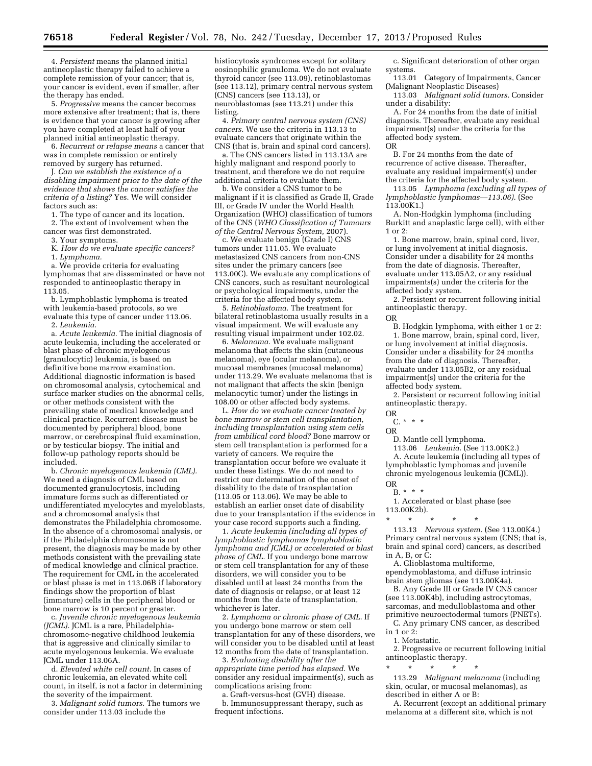4. *Persistent* means the planned initial antineoplastic therapy failed to achieve a complete remission of your cancer; that is, your cancer is evident, even if smaller, after the therapy has ended.

5. *Progressive* means the cancer becomes more extensive after treatment; that is, there is evidence that your cancer is growing after you have completed at least half of your planned initial antineoplastic therapy.

6. *Recurrent or relapse means* a cancer that was in complete remission or entirely removed by surgery has returned.

J. *Can we establish the existence of a disabling impairment prior to the date of the evidence that shows the cancer satisfies the criteria of a listing?* Yes. We will consider factors such as:

1. The type of cancer and its location.

2. The extent of involvement when the cancer was first demonstrated.

3. Your symptoms.

K. *How do we evaluate specific cancers?*

1. *Lymphoma.*

a. We provide criteria for evaluating lymphomas that are disseminated or have not responded to antineoplastic therapy in 113.05.

b. Lymphoblastic lymphoma is treated with leukemia-based protocols, so we evaluate this type of cancer under 113.06.

2. *Leukemia.*

a. *Acute leukemia.* The initial diagnosis of acute leukemia, including the accelerated or blast phase of chronic myelogenous (granulocytic) leukemia, is based on definitive bone marrow examination. Additional diagnostic information is based on chromosomal analysis, cytochemical and surface marker studies on the abnormal cells, or other methods consistent with the prevailing state of medical knowledge and clinical practice. Recurrent disease must be documented by peripheral blood, bone marrow, or cerebrospinal fluid examination, or by testicular biopsy. The initial and follow-up pathology reports should be included.

b. *Chronic myelogenous leukemia (CML).* We need a diagnosis of CML based on documented granulocytosis, including immature forms such as differentiated or undifferentiated myelocytes and myeloblasts, and a chromosomal analysis that demonstrates the Philadelphia chromosome. In the absence of a chromosomal analysis, or if the Philadelphia chromosome is not present, the diagnosis may be made by other methods consistent with the prevailing state of medical knowledge and clinical practice. The requirement for CML in the accelerated or blast phase is met in 113.06B if laboratory findings show the proportion of blast (immature) cells in the peripheral blood or bone marrow is 10 percent or greater.

c. *Juvenile chronic myelogenous leukemia (JCML).* JCML is a rare, Philadelphia-chromosome-negative childhood leukemia that is aggressive and clinically similar to acute myelogenous leukemia. We evaluate JCML under 113.06A.

d. *Elevated white cell count.* In cases of chronic leukemia, an elevated white cell count, in itself, is not a factor in determining the severity of the impairment.

3. *Malignant solid tumors.* The tumors we consider under 113.03 include the histiocytosis syndromes except for solitary eosinophilic granuloma. We do not evaluate thyroid cancer (see 113.09), retinoblastomas (see 113.12), primary central nervous system (CNS) cancers (see 113.13), or neuroblastomas (see 113.21) under this listing.

4. *Primary central nervous system (CNS) cancers.* We use the criteria in 113.13 to evaluate cancers that originate within the CNS (that is, brain and spinal cord cancers).

a. The CNS cancers listed in 113.13A are highly malignant and respond poorly to treatment, and therefore we do not require additional criteria to evaluate them.

b. We consider a CNS tumor to be malignant if it is classified as Grade II, Grade III, or Grade IV under the World Health Organization (WHO) classification of tumors of the CNS (*WHO Classification of Tumours of the Central Nervous System,* 2007).

c. We evaluate benign (Grade I) CNS tumors under 111.05. We evaluate metastasized CNS cancers from non-CNS sites under the primary cancers (see 113.00C). We evaluate any complications of CNS cancers, such as resultant neurological or psychological impairments, under the criteria for the affected body system.

5. *Retinoblastoma.* The treatment for bilateral retinoblastoma usually results in a visual impairment. We will evaluate any resulting visual impairment under 102.02.

6. *Melanoma.* We evaluate malignant melanoma that affects the skin (cutaneous melanoma), eye (ocular melanoma), or mucosal membranes (mucosal melanoma) under 113.29. We evaluate melanoma that is not malignant that affects the skin (benign melanocytic tumor) under the listings in 108.00 or other affected body systems.

L. *How do we evaluate cancer treated by bone marrow or stem cell transplantation, including transplantation using stem cells from umbilical cord blood?* Bone marrow or stem cell transplantation is performed for a variety of cancers. We require the transplantation occur before we evaluate it under these listings. We do not need to restrict our determination of the onset of disability to the date of transplantation (113.05 or 113.06). We may be able to establish an earlier onset date of disability due to your transplantation if the evidence in your case record supports such a finding.

1. *Acute leukemia (including all types of lymphoblastic lymphomas lymphoblastic lymphoma and JCML) or accelerated or blast phase of CML.* If you undergo bone marrow or stem cell transplantation for any of these disorders, we will consider you to be disabled until at least 24 months from the date of diagnosis or relapse, or at least 12 months from the date of transplantation, whichever is later.

2. *Lymphoma or chronic phase of CML.* If you undergo bone marrow or stem cell transplantation for any of these disorders, we will consider you to be disabled until at least 12 months from the date of transplantation.

3. *Evaluating disability after the appropriate time period has elapsed.* We consider any residual impairment(s), such as complications arising from:

a. Graft-versus-host (GVH) disease.

b. Immunosuppressant therapy, such as frequent infections.

c. Significant deterioration of other organ systems.

113.01 Category of Impairments, Cancer (Malignant Neoplastic Diseases)

113.03 *Malignant solid tumors.* Consider under a disability:

A. For 24 months from the date of initial diagnosis. Thereafter, evaluate any residual impairment(s) under the criteria for the affected body system.

OR

B. For 24 months from the date of recurrence of active disease. Thereafter, evaluate any residual impairment(s) under the criteria for the affected body system.

113.05 *Lymphoma (excluding all types of lymphoblastic lymphomas—113.06).* (See 113.00K1.)

A. Non-Hodgkin lymphoma (including Burkitt and anaplastic large cell), with either 1 or 2:

1. Bone marrow, brain, spinal cord, liver, or lung involvement at initial diagnosis. Consider under a disability for 24 months from the date of diagnosis. Thereafter, evaluate under 113.05A2, or any residual impairments(s) under the criteria for the affected body system.

2. Persistent or recurrent following initial antineoplastic therapy.

OR

B. Hodgkin lymphoma, with either 1 or 2:

1. Bone marrow, brain, spinal cord, liver, or lung involvement at initial diagnosis. Consider under a disability for 24 months from the date of diagnosis. Thereafter, evaluate under 113.05B2, or any residual impairment(s) under the criteria for the affected body system.

2. Persistent or recurrent following initial antineoplastic therapy.

OR

C. * * *

OR

D. Mantle cell lymphoma.

113.06 *Leukemia.* (See 113.00K2.)

A. Acute leukemia (including all types of lymphoblastic lymphomas and juvenile chronic myelogenous leukemia (JCML)).

OR

B. * * *

1. Accelerated or blast phase (see 113.00K2b).

\* \* \* \* \*

113.13 *Nervous system.* (See 113.00K4.) Primary central nervous system (CNS; that is, brain and spinal cord) cancers, as described in A, B, or C:

A. Glioblastoma multiforme, ependymoblastoma, and diffuse intrinsic brain stem gliomas (see 113.00K4a).

B. Any Grade III or Grade IV CNS cancer (see 113.00K4b), including astrocytomas, sarcomas, and medulloblastoma and other primitive neuroectodermal tumors (PNETs).

C. Any primary CNS cancer, as described in 1 or 2:

1. Metastatic.

2. Progressive or recurrent following initial antineoplastic therapy.

\* \* \* \* \*

113.29 *Malignant melanoma* (including skin, ocular, or mucosal melanomas), as described in either A or B:

A. Recurrent (except an additional primary melanoma at a different site, which is not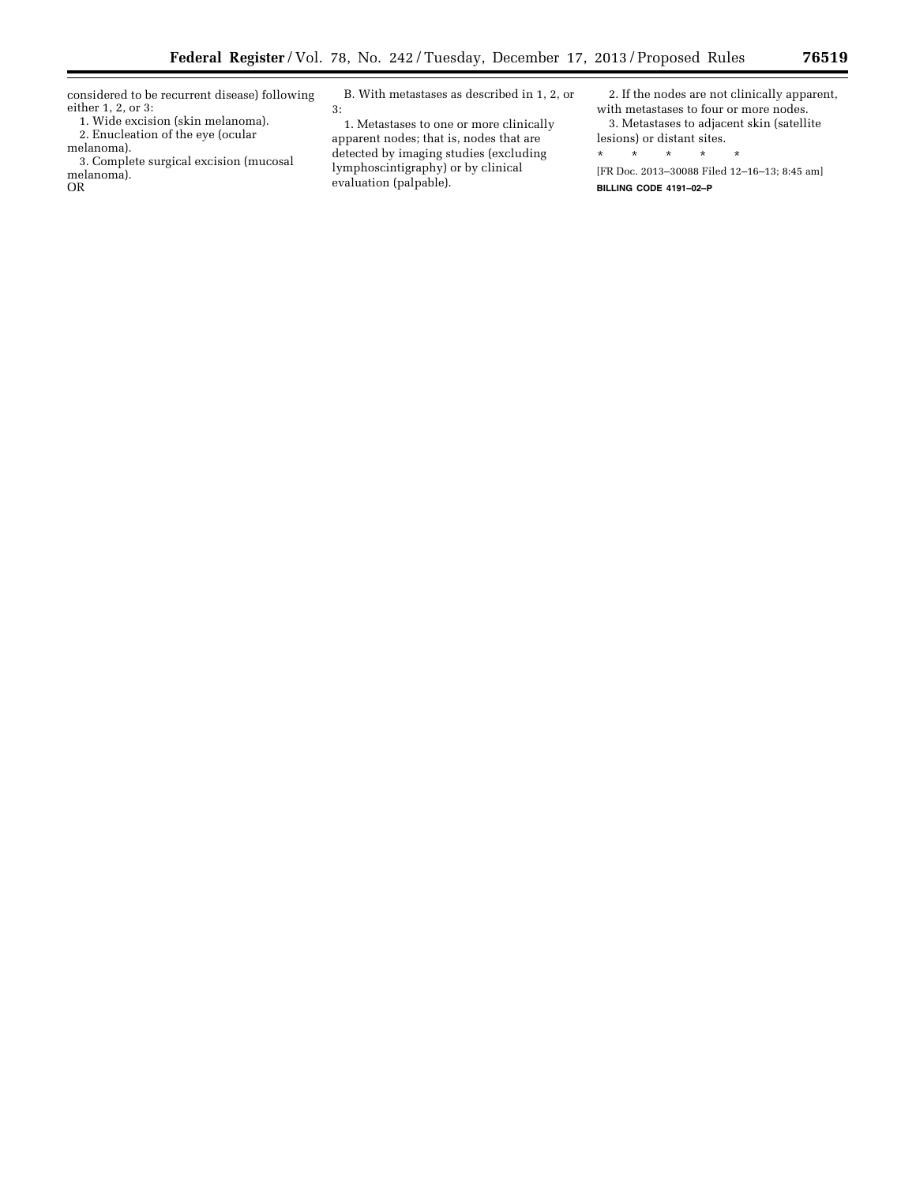considered to be recurrent disease) following either 1, 2, or 3:

1. Wide excision (skin melanoma).
2. Enucleation of the eye (ocular melanoma).
3. Complete surgical excision (mucosal melanoma).

OR

B. With metastases as described in 1, 2, or 3:

1. Metastases to one or more clinically apparent nodes; that is, nodes that are detected by imaging studies (excluding lymphoscintigraphy) or by clinical evaluation (palpable).
2. If the nodes are not clinically apparent, with metastases to four or more nodes.
3. Metastases to adjacent skin (satellite lesions) or distant sites.

\* \* \* \* \*

[FR Doc. 2013–30088 Filed 12–16–13; 8:45 am]

**BILLING CODE 4191–02–P**